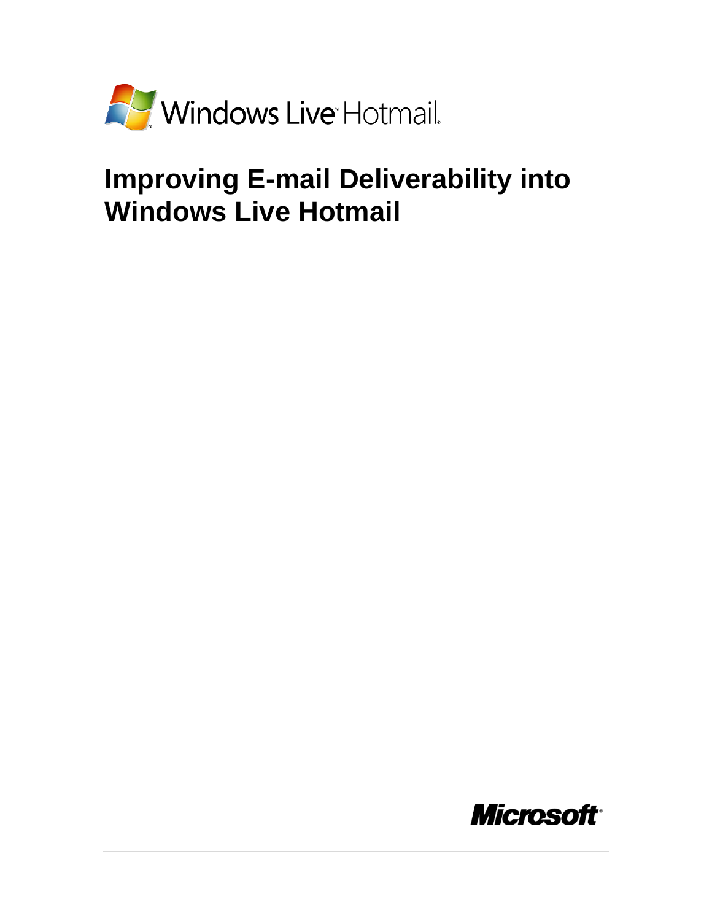Windows Live™ Hotmail®

# Improving E-mail Deliverability into Windows Live Hotmail

Microsoft®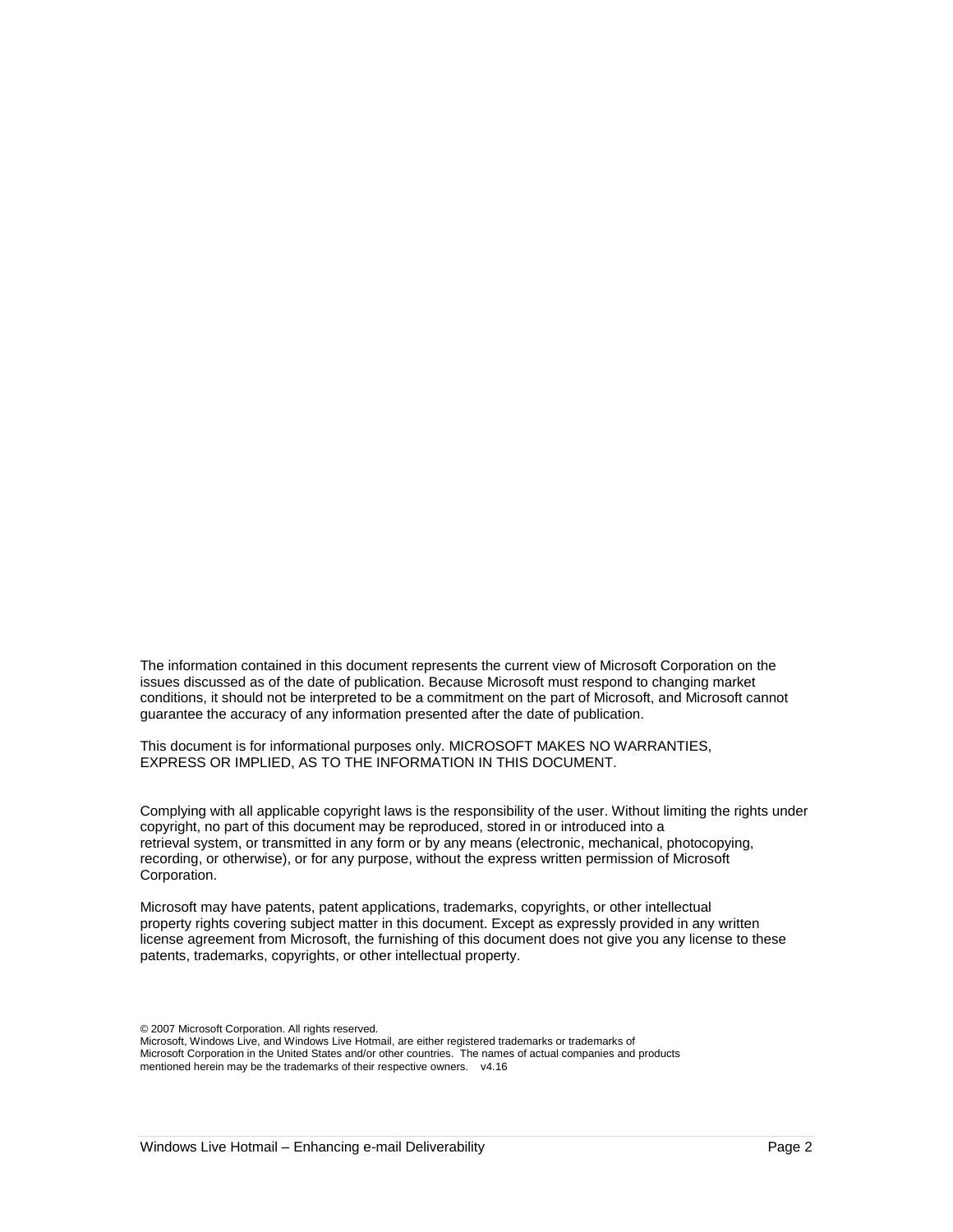The information contained in this document represents the current view of Microsoft Corporation on the issues discussed as of the date of publication. Because Microsoft must respond to changing market conditions, it should not be interpreted to be a commitment on the part of Microsoft, and Microsoft cannot guarantee the accuracy of any information presented after the date of publication.

This document is for informational purposes only. MICROSOFT MAKES NO WARRANTIES, EXPRESS OR IMPLIED, AS TO THE INFORMATION IN THIS DOCUMENT.

Complying with all applicable copyright laws is the responsibility of the user. Without limiting the rights under copyright, no part of this document may be reproduced, stored in or introduced into a retrieval system, or transmitted in any form or by any means (electronic, mechanical, photocopying, recording, or otherwise), or for any purpose, without the express written permission of Microsoft Corporation.

Microsoft may have patents, patent applications, trademarks, copyrights, or other intellectual property rights covering subject matter in this document. Except as expressly provided in any written license agreement from Microsoft, the furnishing of this document does not give you any license to these patents, trademarks, copyrights, or other intellectual property.

© 2007 Microsoft Corporation. All rights reserved.
Microsoft, Windows Live, and Windows Live Hotmail, are either registered trademarks or trademarks of Microsoft Corporation in the United States and/or other countries. The names of actual companies and products mentioned herein may be the trademarks of their respective owners. v4.16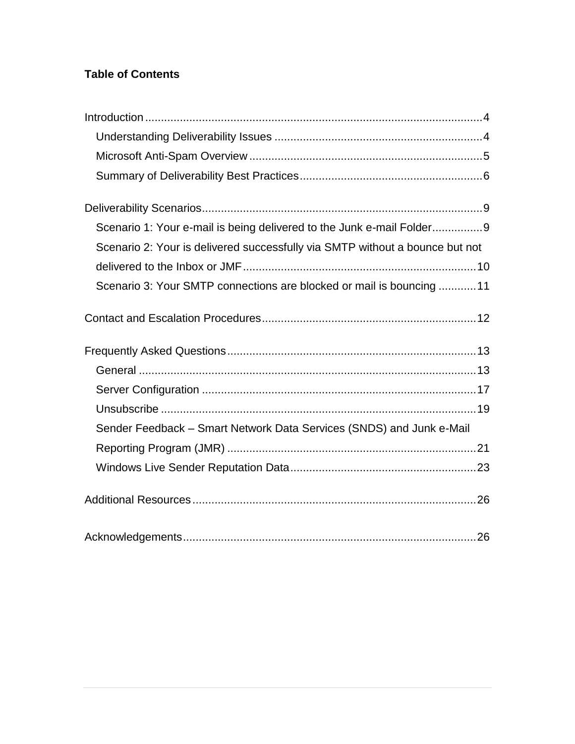**Table of Contents**

- Introduction ... 4
  - Understanding Deliverability Issues ... 4
  - Microsoft Anti-Spam Overview ... 5
  - Summary of Deliverability Best Practices ... 6
- Deliverability Scenarios ... 9
  - Scenario 1: Your e-mail is being delivered to the Junk e-mail Folder ... 9
  - Scenario 2: Your is delivered successfully via SMTP without a bounce but not delivered to the Inbox or JMF ... 10
  - Scenario 3: Your SMTP connections are blocked or mail is bouncing ... 11
- Contact and Escalation Procedures ... 12
- Frequently Asked Questions ... 13
  - General ... 13
  - Server Configuration ... 17
  - Unsubscribe ... 19
  - Sender Feedback – Smart Network Data Services (SNDS) and Junk e-Mail Reporting Program (JMR) ... 21
  - Windows Live Sender Reputation Data ... 23
- Additional Resources ... 26
- Acknowledgements ... 26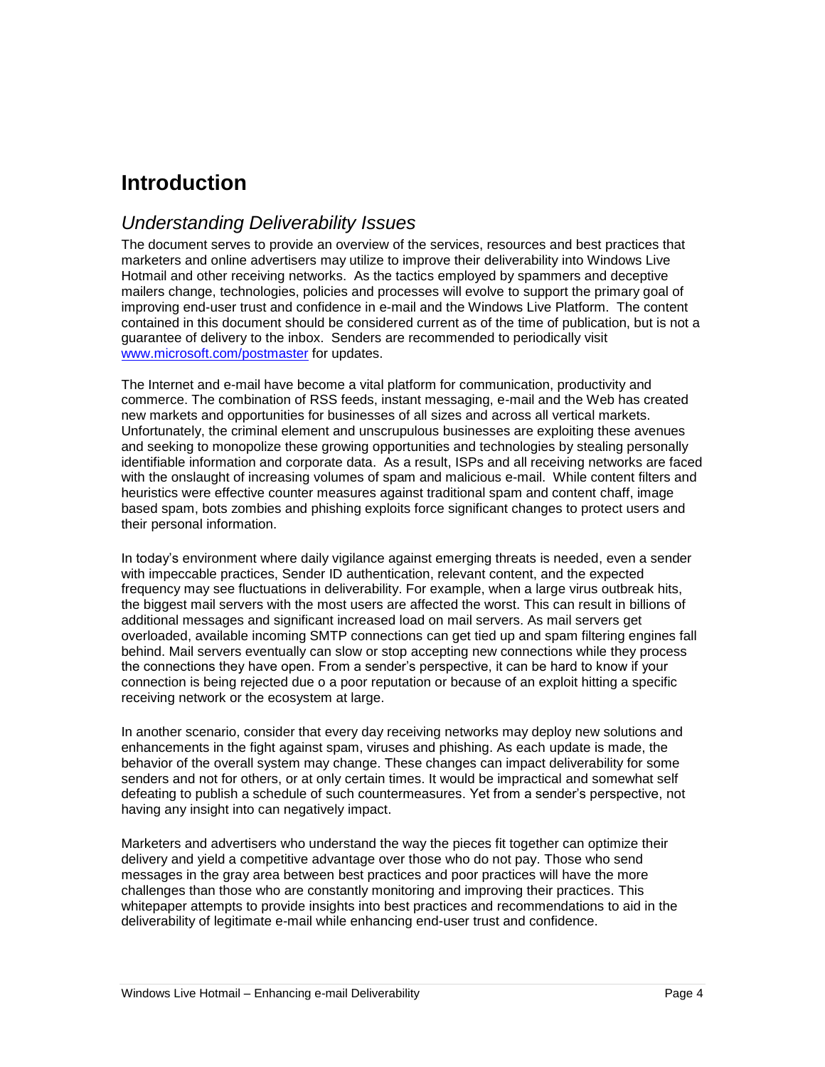# Introduction

## *Understanding Deliverability Issues*

The document serves to provide an overview of the services, resources and best practices that marketers and online advertisers may utilize to improve their deliverability into Windows Live Hotmail and other receiving networks. As the tactics employed by spammers and deceptive mailers change, technologies, policies and processes will evolve to support the primary goal of improving end-user trust and confidence in e-mail and the Windows Live Platform. The content contained in this document should be considered current as of the time of publication, but is not a guarantee of delivery to the inbox. Senders are recommended to periodically visit [www.microsoft.com/postmaster](http://www.microsoft.com/postmaster) for updates.

The Internet and e-mail have become a vital platform for communication, productivity and commerce. The combination of RSS feeds, instant messaging, e-mail and the Web has created new markets and opportunities for businesses of all sizes and across all vertical markets. Unfortunately, the criminal element and unscrupulous businesses are exploiting these avenues and seeking to monopolize these growing opportunities and technologies by stealing personally identifiable information and corporate data. As a result, ISPs and all receiving networks are faced with the onslaught of increasing volumes of spam and malicious e-mail. While content filters and heuristics were effective counter measures against traditional spam and content chaff, image based spam, bots zombies and phishing exploits force significant changes to protect users and their personal information.

In today's environment where daily vigilance against emerging threats is needed, even a sender with impeccable practices, Sender ID authentication, relevant content, and the expected frequency may see fluctuations in deliverability. For example, when a large virus outbreak hits, the biggest mail servers with the most users are affected the worst. This can result in billions of additional messages and significant increased load on mail servers. As mail servers get overloaded, available incoming SMTP connections can get tied up and spam filtering engines fall behind. Mail servers eventually can slow or stop accepting new connections while they process the connections they have open. From a sender's perspective, it can be hard to know if your connection is being rejected due o a poor reputation or because of an exploit hitting a specific receiving network or the ecosystem at large.

In another scenario, consider that every day receiving networks may deploy new solutions and enhancements in the fight against spam, viruses and phishing. As each update is made, the behavior of the overall system may change. These changes can impact deliverability for some senders and not for others, or at only certain times. It would be impractical and somewhat self defeating to publish a schedule of such countermeasures. Yet from a sender's perspective, not having any insight into can negatively impact.

Marketers and advertisers who understand the way the pieces fit together can optimize their delivery and yield a competitive advantage over those who do not pay. Those who send messages in the gray area between best practices and poor practices will have the more challenges than those who are constantly monitoring and improving their practices. This whitepaper attempts to provide insights into best practices and recommendations to aid in the deliverability of legitimate e-mail while enhancing end-user trust and confidence.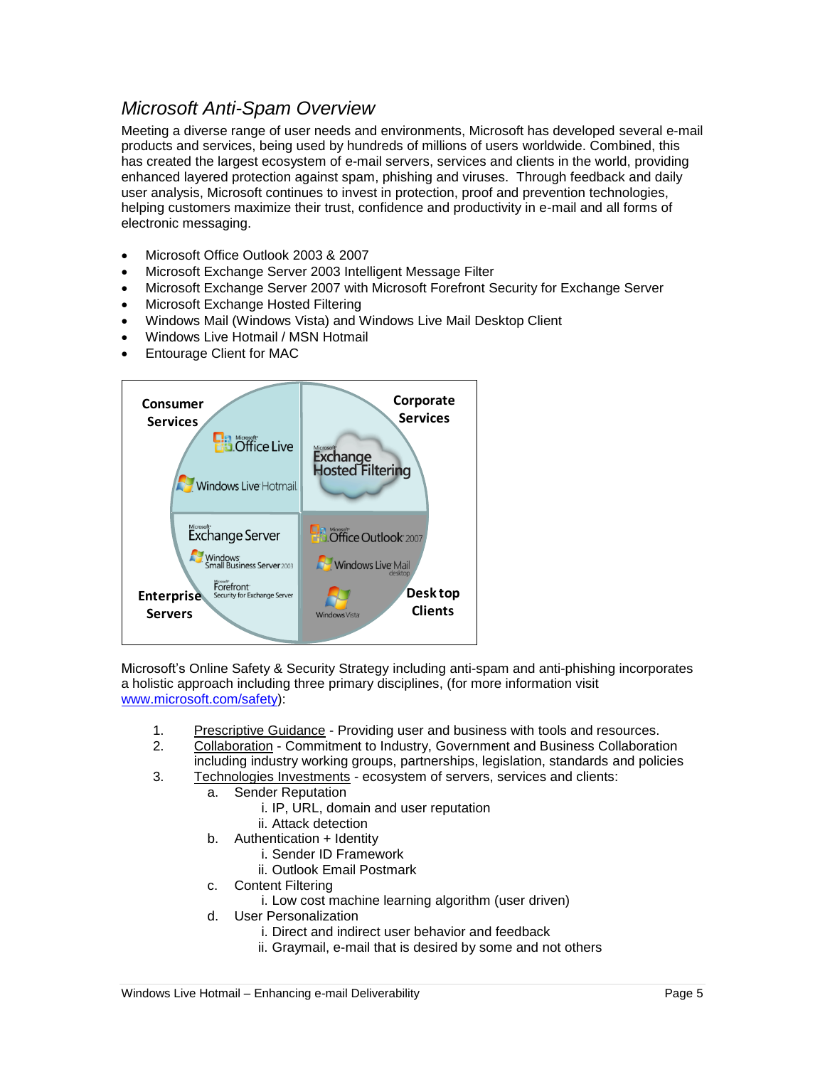## *Microsoft Anti-Spam Overview*

Meeting a diverse range of user needs and environments, Microsoft has developed several e-mail products and services, being used by hundreds of millions of users worldwide. Combined, this has created the largest ecosystem of e-mail servers, services and clients in the world, providing enhanced layered protection against spam, phishing and viruses. Through feedback and daily user analysis, Microsoft continues to invest in protection, proof and prevention technologies, helping customers maximize their trust, confidence and productivity in e-mail and all forms of electronic messaging.

- Microsoft Office Outlook 2003 & 2007
- Microsoft Exchange Server 2003 Intelligent Message Filter
- Microsoft Exchange Server 2007 with Microsoft Forefront Security for Exchange Server
- Microsoft Exchange Hosted Filtering
- Windows Mail (Windows Vista) and Windows Live Mail Desktop Client
- Windows Live Hotmail / MSN Hotmail
- Entourage Client for MAC

Microsoft's Online Safety & Security Strategy including anti-spam and anti-phishing incorporates a holistic approach including three primary disciplines, (for more information visit www.microsoft.com/safety):

1. Prescriptive Guidance - Providing user and business with tools and resources.
2. Collaboration - Commitment to Industry, Government and Business Collaboration including industry working groups, partnerships, legislation, standards and policies
3. Technologies Investments - ecosystem of servers, services and clients:
   a. Sender Reputation
      i. IP, URL, domain and user reputation
      ii. Attack detection
   b. Authentication + Identity
      i. Sender ID Framework
      ii. Outlook Email Postmark
   c. Content Filtering
      i. Low cost machine learning algorithm (user driven)
   d. User Personalization
      i. Direct and indirect user behavior and feedback
      ii. Graymail, e-mail that is desired by some and not others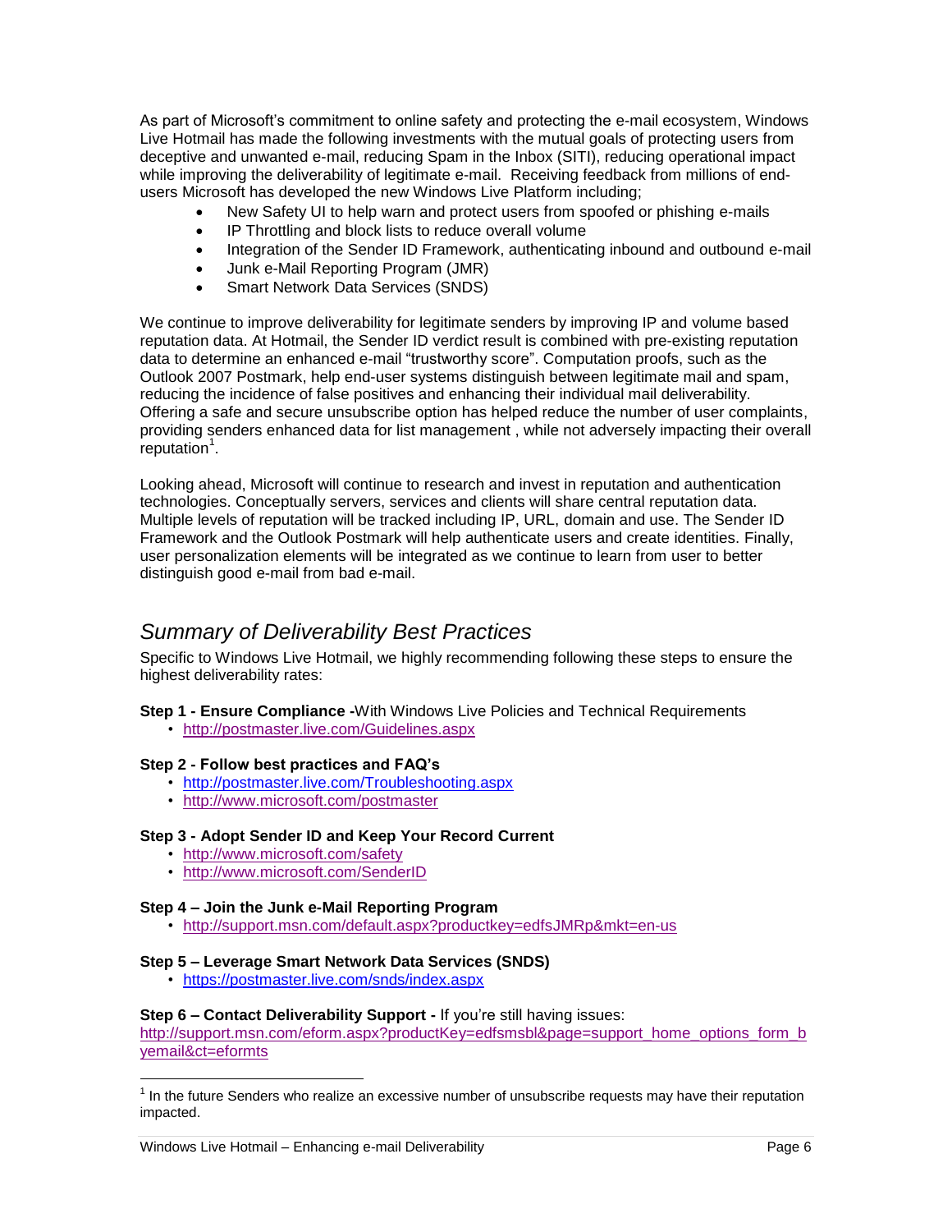As part of Microsoft's commitment to online safety and protecting the e-mail ecosystem, Windows Live Hotmail has made the following investments with the mutual goals of protecting users from deceptive and unwanted e-mail, reducing Spam in the Inbox (SITI), reducing operational impact while improving the deliverability of legitimate e-mail. Receiving feedback from millions of end-users Microsoft has developed the new Windows Live Platform including;

- New Safety UI to help warn and protect users from spoofed or phishing e-mails
- IP Throttling and block lists to reduce overall volume
- Integration of the Sender ID Framework, authenticating inbound and outbound e-mail
- Junk e-Mail Reporting Program (JMR)
- Smart Network Data Services (SNDS)

We continue to improve deliverability for legitimate senders by improving IP and volume based reputation data. At Hotmail, the Sender ID verdict result is combined with pre-existing reputation data to determine an enhanced e-mail "trustworthy score". Computation proofs, such as the Outlook 2007 Postmark, help end-user systems distinguish between legitimate mail and spam, reducing the incidence of false positives and enhancing their individual mail deliverability. Offering a safe and secure unsubscribe option has helped reduce the number of user complaints, providing senders enhanced data for list management , while not adversely impacting their overall reputation[1].

Looking ahead, Microsoft will continue to research and invest in reputation and authentication technologies. Conceptually servers, services and clients will share central reputation data. Multiple levels of reputation will be tracked including IP, URL, domain and use. The Sender ID Framework and the Outlook Postmark will help authenticate users and create identities. Finally, user personalization elements will be integrated as we continue to learn from user to better distinguish good e-mail from bad e-mail.

## *Summary of Deliverability Best Practices*

Specific to Windows Live Hotmail, we highly recommending following these steps to ensure the highest deliverability rates:

**Step 1 - Ensure Compliance -**With Windows Live Policies and Technical Requirements

- http://postmaster.live.com/Guidelines.aspx

**Step 2 - Follow best practices and FAQ's**

- http://postmaster.live.com/Troubleshooting.aspx
- http://www.microsoft.com/postmaster

**Step 3 - Adopt Sender ID and Keep Your Record Current**

- http://www.microsoft.com/safety
- http://www.microsoft.com/SenderID

**Step 4 – Join the Junk e-Mail Reporting Program**

- http://support.msn.com/default.aspx?productkey=edfsJMRp&mkt=en-us

**Step 5 – Leverage Smart Network Data Services (SNDS)**

- https://postmaster.live.com/snds/index.aspx

**Step 6 – Contact Deliverability Support -** If you're still having issues:
http://support.msn.com/eform.aspx?productKey=edfsmsbl&page=support_home_options_form_byemail&ct=eformts

[1] In the future Senders who realize an excessive number of unsubscribe requests may have their reputation impacted.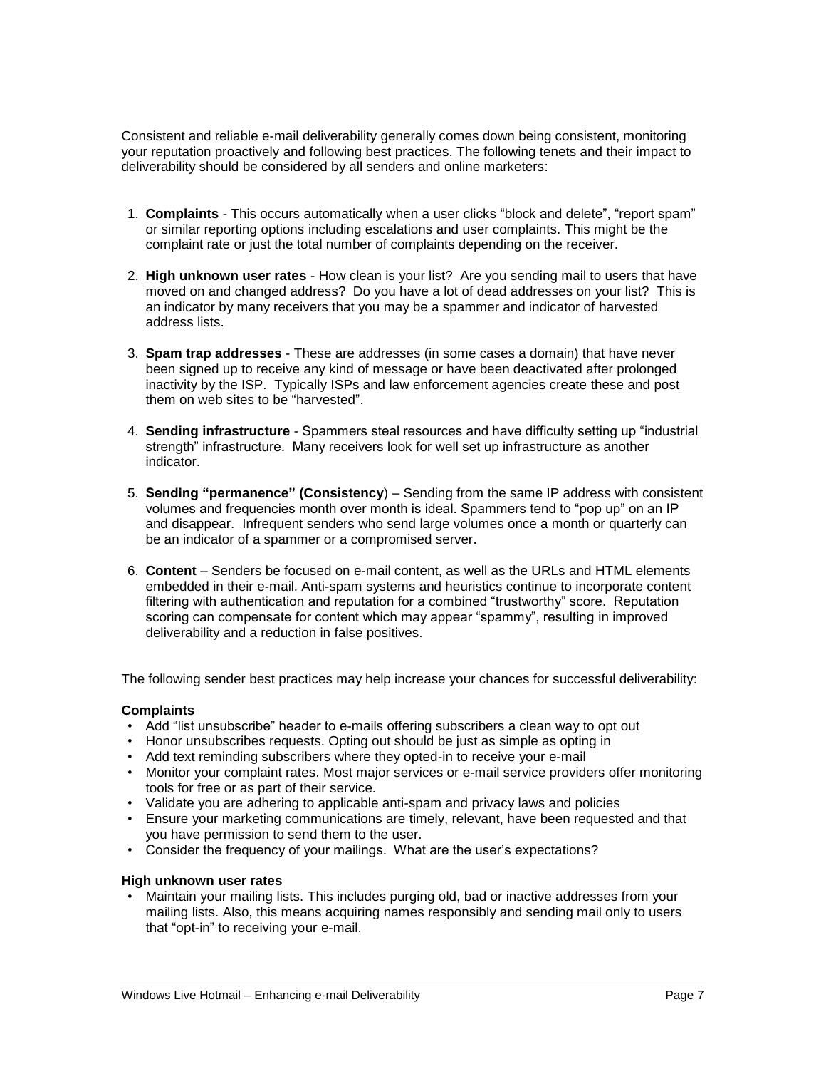Consistent and reliable e-mail deliverability generally comes down being consistent, monitoring your reputation proactively and following best practices. The following tenets and their impact to deliverability should be considered by all senders and online marketers:

1. **Complaints** - This occurs automatically when a user clicks "block and delete", "report spam" or similar reporting options including escalations and user complaints. This might be the complaint rate or just the total number of complaints depending on the receiver.

2. **High unknown user rates** - How clean is your list? Are you sending mail to users that have moved on and changed address? Do you have a lot of dead addresses on your list? This is an indicator by many receivers that you may be a spammer and indicator of harvested address lists.

3. **Spam trap addresses** - These are addresses (in some cases a domain) that have never been signed up to receive any kind of message or have been deactivated after prolonged inactivity by the ISP. Typically ISPs and law enforcement agencies create these and post them on web sites to be "harvested".

4. **Sending infrastructure** - Spammers steal resources and have difficulty setting up "industrial strength" infrastructure. Many receivers look for well set up infrastructure as another indicator.

5. **Sending "permanence" (Consistency**) – Sending from the same IP address with consistent volumes and frequencies month over month is ideal. Spammers tend to "pop up" on an IP and disappear. Infrequent senders who send large volumes once a month or quarterly can be an indicator of a spammer or a compromised server.

6. **Content** – Senders be focused on e-mail content, as well as the URLs and HTML elements embedded in their e-mail. Anti-spam systems and heuristics continue to incorporate content filtering with authentication and reputation for a combined "trustworthy" score. Reputation scoring can compensate for content which may appear "spammy", resulting in improved deliverability and a reduction in false positives.

The following sender best practices may help increase your chances for successful deliverability:

**Complaints**

- Add "list unsubscribe" header to e-mails offering subscribers a clean way to opt out
- Honor unsubscribes requests. Opting out should be just as simple as opting in
- Add text reminding subscribers where they opted-in to receive your e-mail
- Monitor your complaint rates. Most major services or e-mail service providers offer monitoring tools for free or as part of their service.
- Validate you are adhering to applicable anti-spam and privacy laws and policies
- Ensure your marketing communications are timely, relevant, have been requested and that you have permission to send them to the user.
- Consider the frequency of your mailings. What are the user's expectations?

**High unknown user rates**

- Maintain your mailing lists. This includes purging old, bad or inactive addresses from your mailing lists. Also, this means acquiring names responsibly and sending mail only to users that "opt-in" to receiving your e-mail.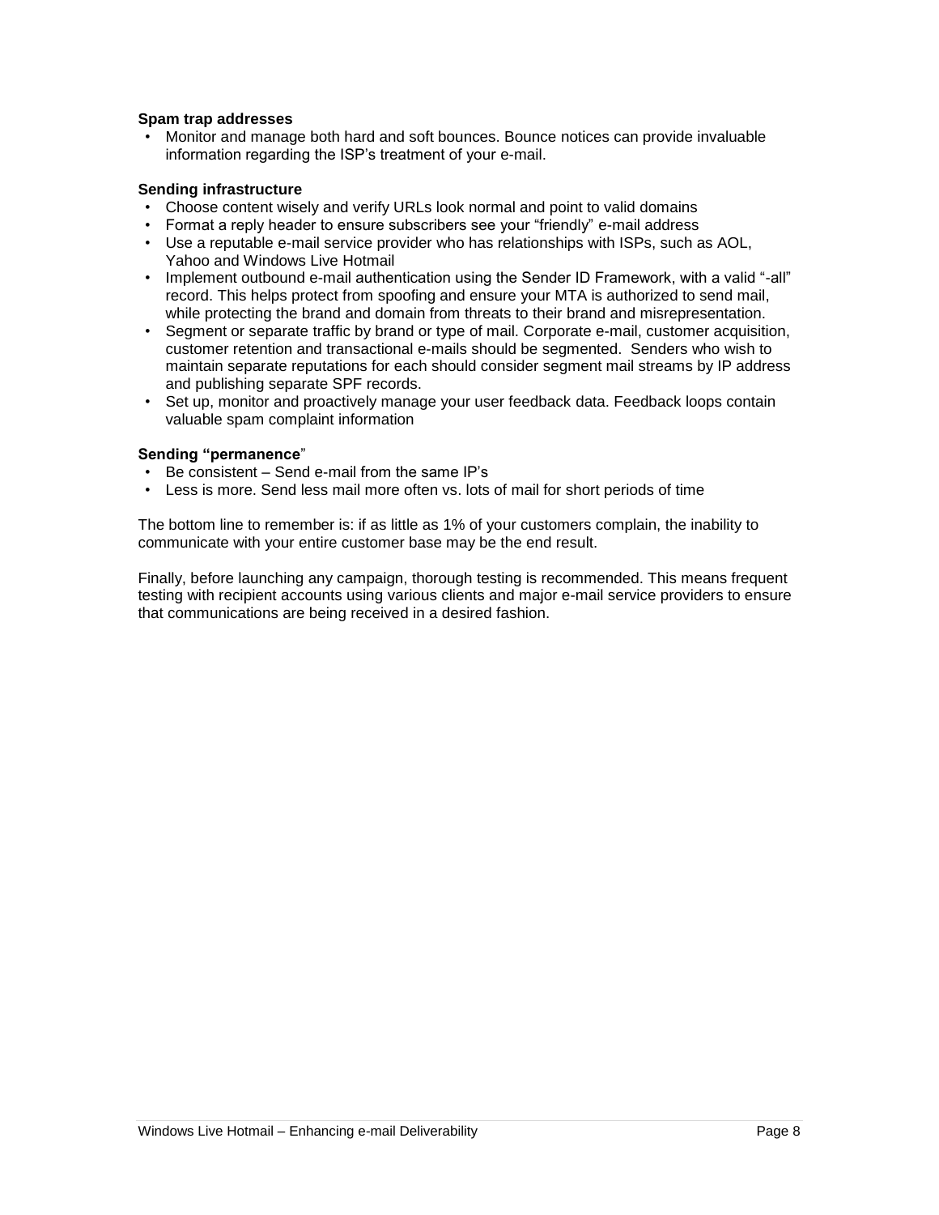**Spam trap addresses**

- Monitor and manage both hard and soft bounces. Bounce notices can provide invaluable information regarding the ISP's treatment of your e-mail.

**Sending infrastructure**

- Choose content wisely and verify URLs look normal and point to valid domains
- Format a reply header to ensure subscribers see your "friendly" e-mail address
- Use a reputable e-mail service provider who has relationships with ISPs, such as AOL, Yahoo and Windows Live Hotmail
- Implement outbound e-mail authentication using the Sender ID Framework, with a valid "-all" record. This helps protect from spoofing and ensure your MTA is authorized to send mail, while protecting the brand and domain from threats to their brand and misrepresentation.
- Segment or separate traffic by brand or type of mail. Corporate e-mail, customer acquisition, customer retention and transactional e-mails should be segmented. Senders who wish to maintain separate reputations for each should consider segment mail streams by IP address and publishing separate SPF records.
- Set up, monitor and proactively manage your user feedback data. Feedback loops contain valuable spam complaint information

**Sending "permanence"**

- Be consistent – Send e-mail from the same IP's
- Less is more. Send less mail more often vs. lots of mail for short periods of time

The bottom line to remember is: if as little as 1% of your customers complain, the inability to communicate with your entire customer base may be the end result.

Finally, before launching any campaign, thorough testing is recommended. This means frequent testing with recipient accounts using various clients and major e-mail service providers to ensure that communications are being received in a desired fashion.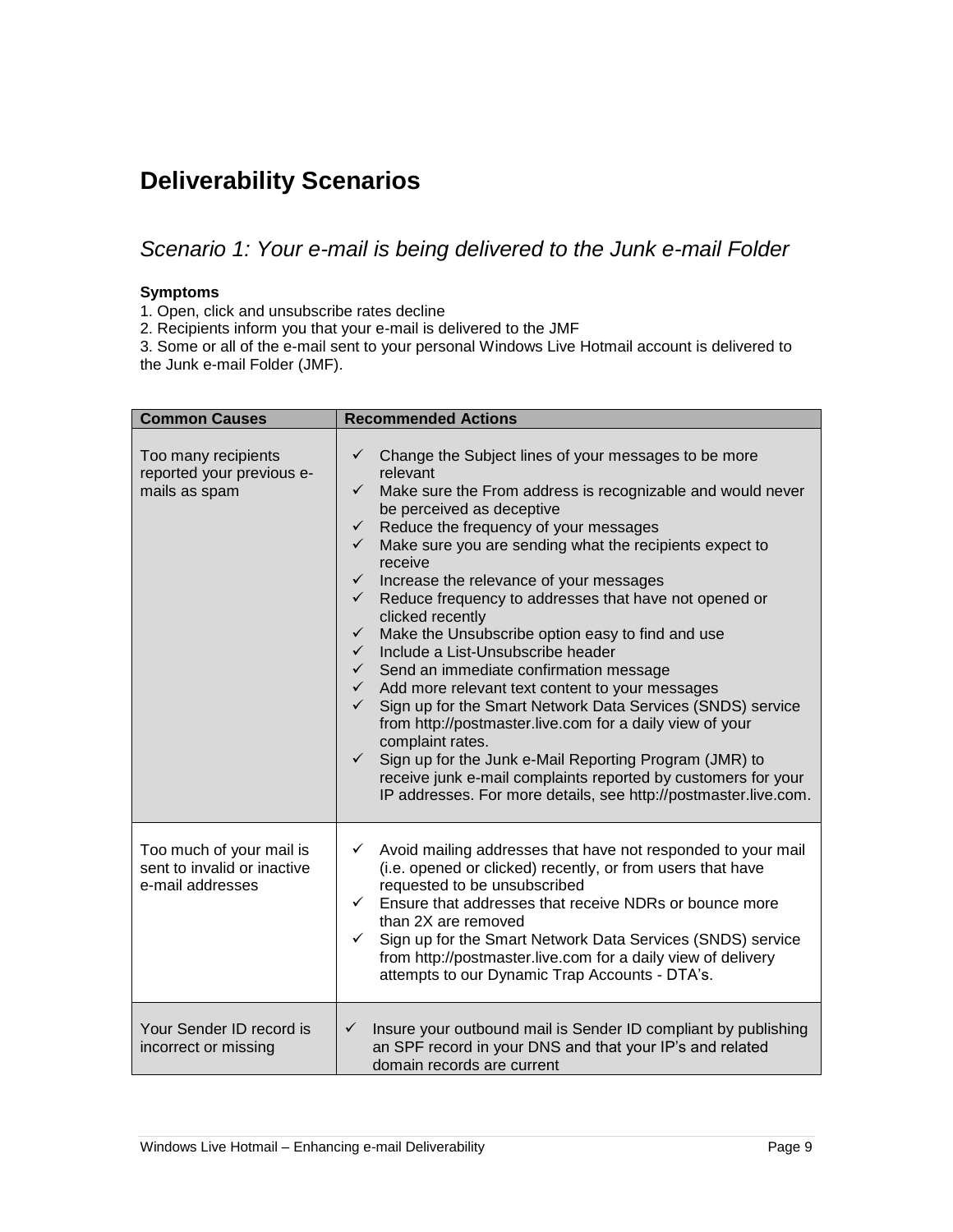# Deliverability Scenarios

## *Scenario 1: Your e-mail is being delivered to the Junk e-mail Folder*

**Symptoms**

1. Open, click and unsubscribe rates decline
2. Recipients inform you that your e-mail is delivered to the JMF
3. Some or all of the e-mail sent to your personal Windows Live Hotmail account is delivered to the Junk e-mail Folder (JMF).

| Common Causes | Recommended Actions |
|---|---|
| Too many recipients reported your previous e-mails as spam | ✓ Change the Subject lines of your messages to be more relevant<br>✓ Make sure the From address is recognizable and would never be perceived as deceptive<br>✓ Reduce the frequency of your messages<br>✓ Make sure you are sending what the recipients expect to receive<br>✓ Increase the relevance of your messages<br>✓ Reduce frequency to addresses that have not opened or clicked recently<br>✓ Make the Unsubscribe option easy to find and use<br>✓ Include a List-Unsubscribe header<br>✓ Send an immediate confirmation message<br>✓ Add more relevant text content to your messages<br>✓ Sign up for the Smart Network Data Services (SNDS) service from http://postmaster.live.com for a daily view of your complaint rates.<br>✓ Sign up for the Junk e-Mail Reporting Program (JMR) to receive junk e-mail complaints reported by customers for your IP addresses. For more details, see http://postmaster.live.com. |
| Too much of your mail is sent to invalid or inactive e-mail addresses | ✓ Avoid mailing addresses that have not responded to your mail (i.e. opened or clicked) recently, or from users that have requested to be unsubscribed<br>✓ Ensure that addresses that receive NDRs or bounce more than 2X are removed<br>✓ Sign up for the Smart Network Data Services (SNDS) service from http://postmaster.live.com for a daily view of delivery attempts to our Dynamic Trap Accounts - DTA's. |
| Your Sender ID record is incorrect or missing | ✓ Insure your outbound mail is Sender ID compliant by publishing an SPF record in your DNS and that your IP's and related domain records are current |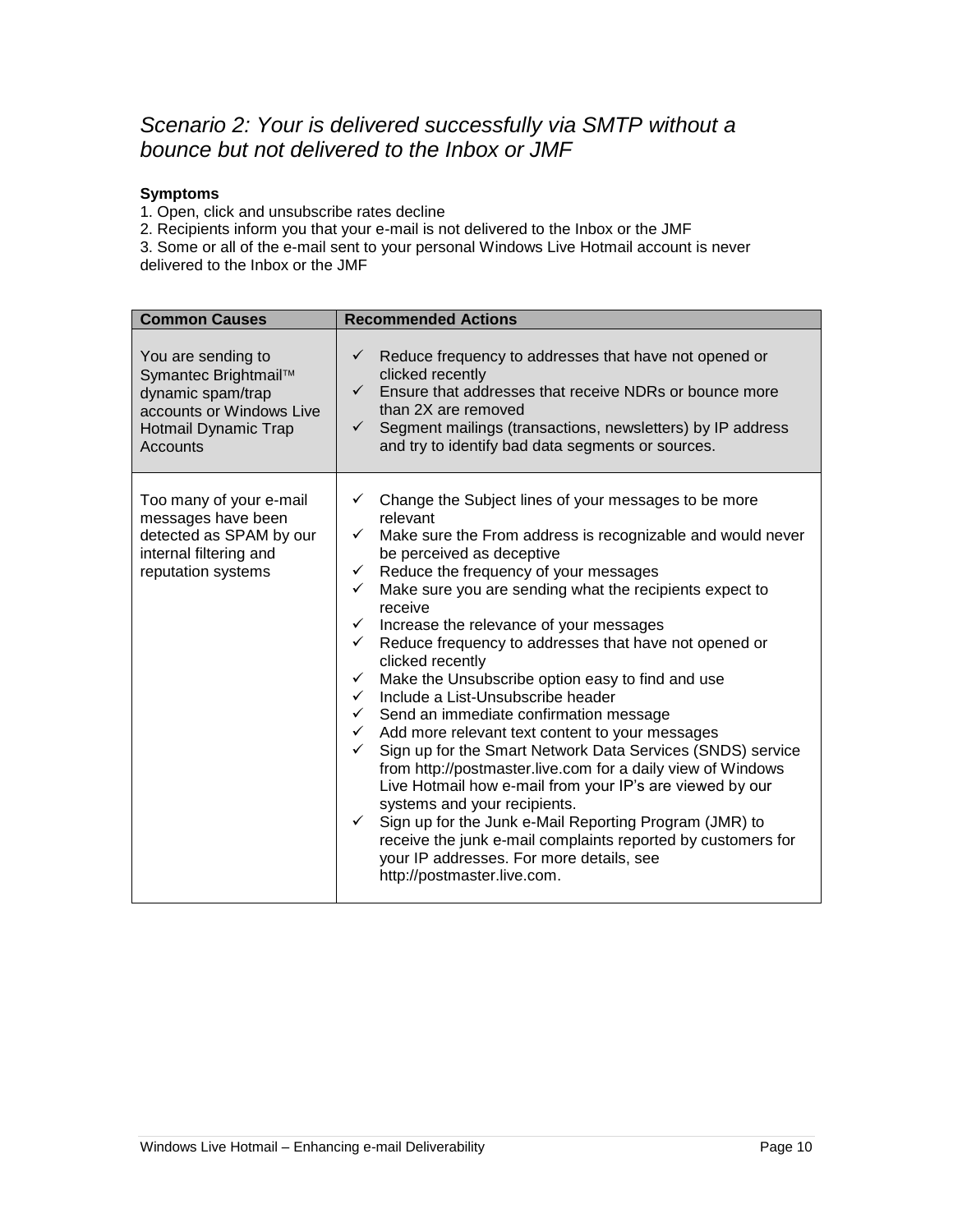## *Scenario 2: Your is delivered successfully via SMTP without a bounce but not delivered to the Inbox or JMF*

**Symptoms**

1. Open, click and unsubscribe rates decline
2. Recipients inform you that your e-mail is not delivered to the Inbox or the JMF
3. Some or all of the e-mail sent to your personal Windows Live Hotmail account is never delivered to the Inbox or the JMF

| Common Causes | Recommended Actions |
|---|---|
| You are sending to Symantec Brightmail™ dynamic spam/trap accounts or Windows Live Hotmail Dynamic Trap Accounts | ✓ Reduce frequency to addresses that have not opened or clicked recently<br>✓ Ensure that addresses that receive NDRs or bounce more than 2X are removed<br>✓ Segment mailings (transactions, newsletters) by IP address and try to identify bad data segments or sources. |
| Too many of your e-mail messages have been detected as SPAM by our internal filtering and reputation systems | ✓ Change the Subject lines of your messages to be more relevant<br>✓ Make sure the From address is recognizable and would never be perceived as deceptive<br>✓ Reduce the frequency of your messages<br>✓ Make sure you are sending what the recipients expect to receive<br>✓ Increase the relevance of your messages<br>✓ Reduce frequency to addresses that have not opened or clicked recently<br>✓ Make the Unsubscribe option easy to find and use<br>✓ Include a List-Unsubscribe header<br>✓ Send an immediate confirmation message<br>✓ Add more relevant text content to your messages<br>✓ Sign up for the Smart Network Data Services (SNDS) service from http://postmaster.live.com for a daily view of Windows Live Hotmail how e-mail from your IP's are viewed by our systems and your recipients.<br>✓ Sign up for the Junk e-Mail Reporting Program (JMR) to receive the junk e-mail complaints reported by customers for your IP addresses. For more details, see http://postmaster.live.com. |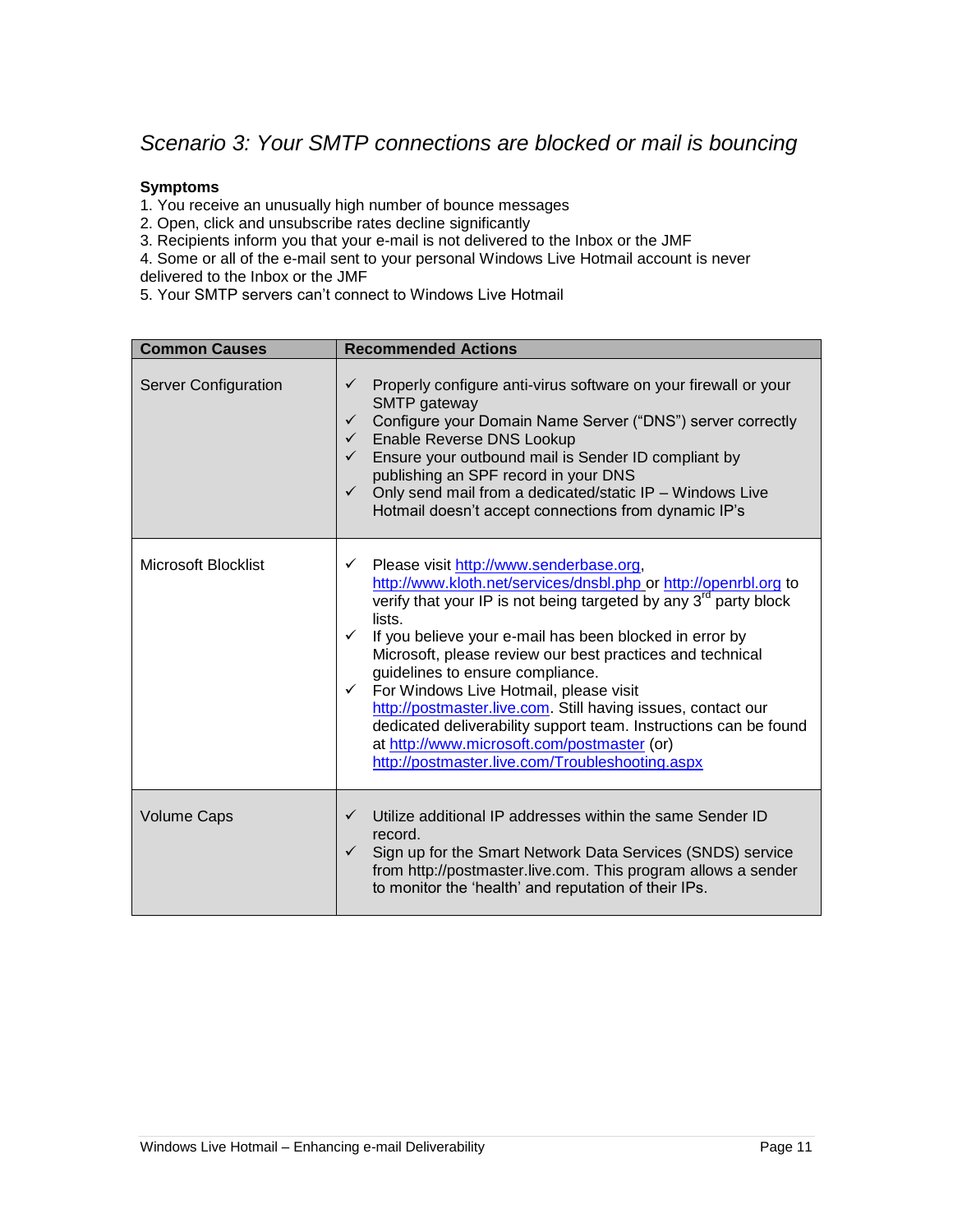## *Scenario 3: Your SMTP connections are blocked or mail is bouncing*

**Symptoms**

1. You receive an unusually high number of bounce messages
2. Open, click and unsubscribe rates decline significantly
3. Recipients inform you that your e-mail is not delivered to the Inbox or the JMF
4. Some or all of the e-mail sent to your personal Windows Live Hotmail account is never delivered to the Inbox or the JMF
5. Your SMTP servers can't connect to Windows Live Hotmail

| Common Causes | Recommended Actions |
| --- | --- |
| Server Configuration | ✓ Properly configure anti-virus software on your firewall or your SMTP gateway<br>✓ Configure your Domain Name Server ("DNS") server correctly<br>✓ Enable Reverse DNS Lookup<br>✓ Ensure your outbound mail is Sender ID compliant by publishing an SPF record in your DNS<br>✓ Only send mail from a dedicated/static IP – Windows Live Hotmail doesn't accept connections from dynamic IP's |
| Microsoft Blocklist | ✓ Please visit http://www.senderbase.org, http://www.kloth.net/services/dnsbl.php or http://openrbl.org to verify that your IP is not being targeted by any 3rd party block lists.<br>✓ If you believe your e-mail has been blocked in error by Microsoft, please review our best practices and technical guidelines to ensure compliance.<br>✓ For Windows Live Hotmail, please visit http://postmaster.live.com. Still having issues, contact our dedicated deliverability support team. Instructions can be found at http://www.microsoft.com/postmaster (or) http://postmaster.live.com/Troubleshooting.aspx |
| Volume Caps | ✓ Utilize additional IP addresses within the same Sender ID record.<br>✓ Sign up for the Smart Network Data Services (SNDS) service from http://postmaster.live.com. This program allows a sender to monitor the 'health' and reputation of their IPs. |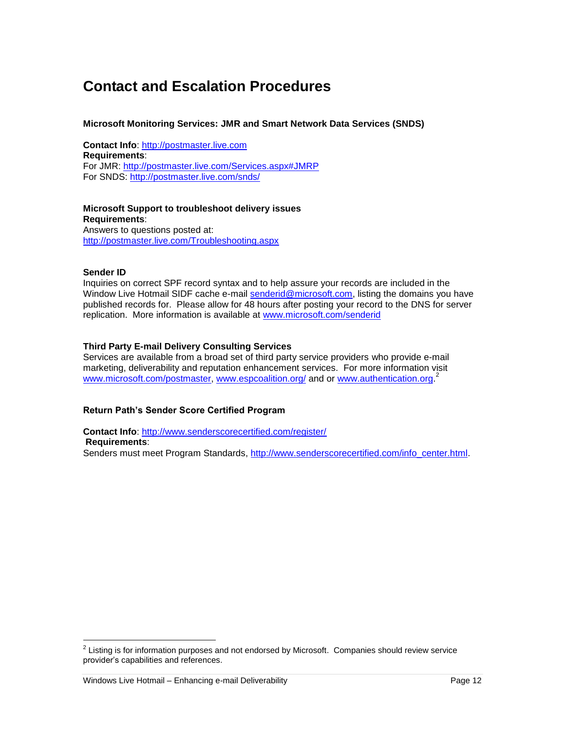# Contact and Escalation Procedures

**Microsoft Monitoring Services: JMR and Smart Network Data Services (SNDS)**

**Contact Info**: http://postmaster.live.com
**Requirements**:
For JMR: http://postmaster.live.com/Services.aspx#JMRP
For SNDS: http://postmaster.live.com/snds/

**Microsoft Support to troubleshoot delivery issues**
**Requirements**:
Answers to questions posted at:
http://postmaster.live.com/Troubleshooting.aspx

**Sender ID**
Inquiries on correct SPF record syntax and to help assure your records are included in the Window Live Hotmail SIDF cache e-mail senderid@microsoft.com, listing the domains you have published records for. Please allow for 48 hours after posting your record to the DNS for server replication. More information is available at www.microsoft.com/senderid

**Third Party E-mail Delivery Consulting Services**
Services are available from a broad set of third party service providers who provide e-mail marketing, deliverability and reputation enhancement services. For more information visit www.microsoft.com/postmaster, www.espcoalition.org/ and or www.authentication.org.[2]

**Return Path's Sender Score Certified Program**

**Contact Info**: http://www.senderscorecertified.com/register/
**Requirements**:
Senders must meet Program Standards, http://www.senderscorecertified.com/info_center.html.

---

[2] Listing is for information purposes and not endorsed by Microsoft. Companies should review service provider's capabilities and references.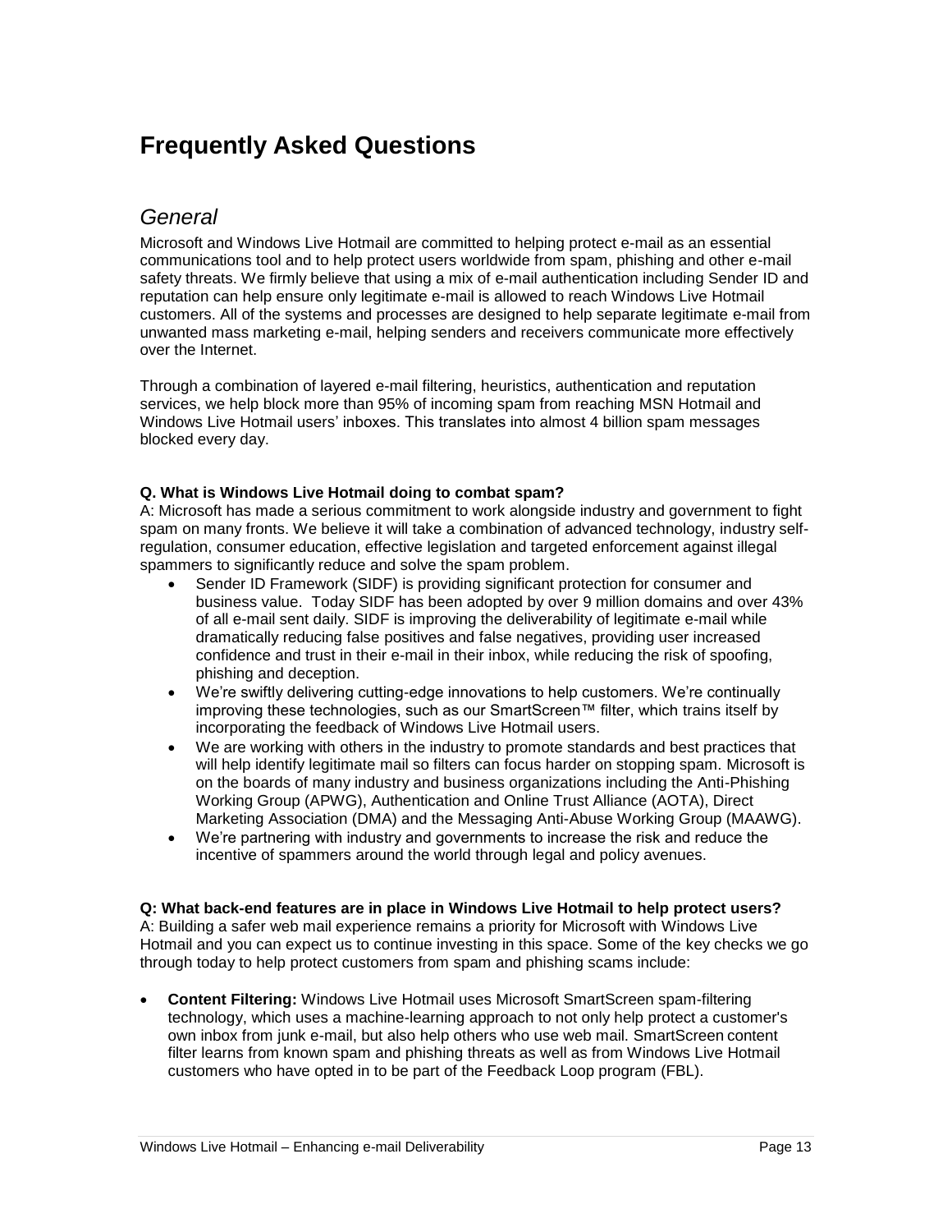# Frequently Asked Questions

## *General*

Microsoft and Windows Live Hotmail are committed to helping protect e-mail as an essential communications tool and to help protect users worldwide from spam, phishing and other e-mail safety threats. We firmly believe that using a mix of e-mail authentication including Sender ID and reputation can help ensure only legitimate e-mail is allowed to reach Windows Live Hotmail customers. All of the systems and processes are designed to help separate legitimate e-mail from unwanted mass marketing e-mail, helping senders and receivers communicate more effectively over the Internet.

Through a combination of layered e-mail filtering, heuristics, authentication and reputation services, we help block more than 95% of incoming spam from reaching MSN Hotmail and Windows Live Hotmail users' inboxes. This translates into almost 4 billion spam messages blocked every day.

**Q. What is Windows Live Hotmail doing to combat spam?**

A: Microsoft has made a serious commitment to work alongside industry and government to fight spam on many fronts. We believe it will take a combination of advanced technology, industry self-regulation, consumer education, effective legislation and targeted enforcement against illegal spammers to significantly reduce and solve the spam problem.

- Sender ID Framework (SIDF) is providing significant protection for consumer and business value. Today SIDF has been adopted by over 9 million domains and over 43% of all e-mail sent daily. SIDF is improving the deliverability of legitimate e-mail while dramatically reducing false positives and false negatives, providing user increased confidence and trust in their e-mail in their inbox, while reducing the risk of spoofing, phishing and deception.
- We're swiftly delivering cutting-edge innovations to help customers. We're continually improving these technologies, such as our SmartScreen™ filter, which trains itself by incorporating the feedback of Windows Live Hotmail users.
- We are working with others in the industry to promote standards and best practices that will help identify legitimate mail so filters can focus harder on stopping spam. Microsoft is on the boards of many industry and business organizations including the Anti-Phishing Working Group (APWG), Authentication and Online Trust Alliance (AOTA), Direct Marketing Association (DMA) and the Messaging Anti-Abuse Working Group (MAAWG).
- We're partnering with industry and governments to increase the risk and reduce the incentive of spammers around the world through legal and policy avenues.

**Q: What back-end features are in place in Windows Live Hotmail to help protect users?**

A: Building a safer web mail experience remains a priority for Microsoft with Windows Live Hotmail and you can expect us to continue investing in this space. Some of the key checks we go through today to help protect customers from spam and phishing scams include:

- **Content Filtering:** Windows Live Hotmail uses Microsoft SmartScreen spam-filtering technology, which uses a machine-learning approach to not only help protect a customer's own inbox from junk e-mail, but also help others who use web mail. SmartScreen content filter learns from known spam and phishing threats as well as from Windows Live Hotmail customers who have opted in to be part of the Feedback Loop program (FBL).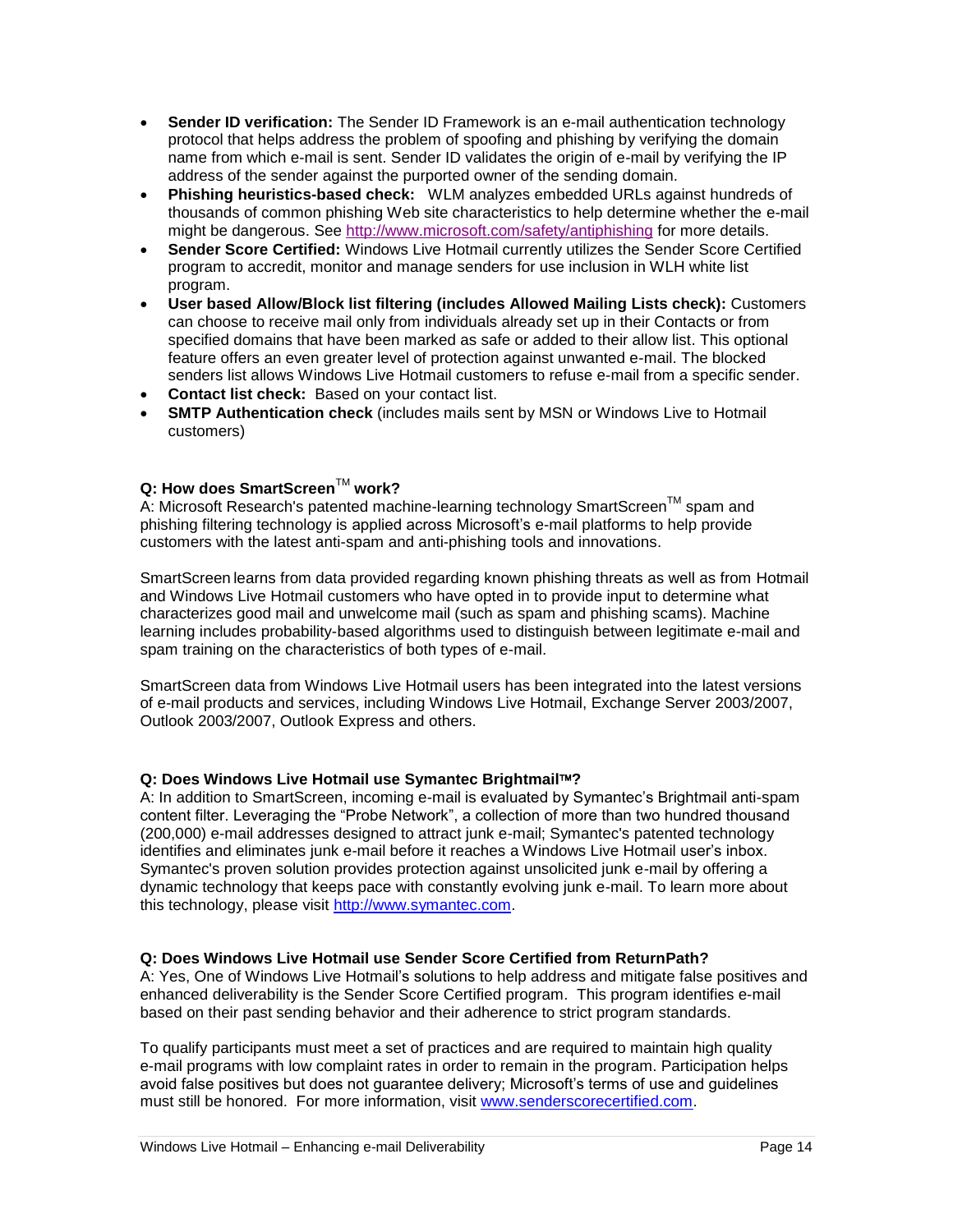- **Sender ID verification:** The Sender ID Framework is an e-mail authentication technology protocol that helps address the problem of spoofing and phishing by verifying the domain name from which e-mail is sent. Sender ID validates the origin of e-mail by verifying the IP address of the sender against the purported owner of the sending domain.
- **Phishing heuristics-based check:** WLM analyzes embedded URLs against hundreds of thousands of common phishing Web site characteristics to help determine whether the e-mail might be dangerous. See http://www.microsoft.com/safety/antiphishing for more details.
- **Sender Score Certified:** Windows Live Hotmail currently utilizes the Sender Score Certified program to accredit, monitor and manage senders for use inclusion in WLH white list program.
- **User based Allow/Block list filtering (includes Allowed Mailing Lists check):** Customers can choose to receive mail only from individuals already set up in their Contacts or from specified domains that have been marked as safe or added to their allow list. This optional feature offers an even greater level of protection against unwanted e-mail. The blocked senders list allows Windows Live Hotmail customers to refuse e-mail from a specific sender.
- **Contact list check:** Based on your contact list.
- **SMTP Authentication check** (includes mails sent by MSN or Windows Live to Hotmail customers)

**Q: How does SmartScreen™ work?**

A: Microsoft Research's patented machine-learning technology SmartScreen™ spam and phishing filtering technology is applied across Microsoft's e-mail platforms to help provide customers with the latest anti-spam and anti-phishing tools and innovations.

SmartScreen learns from data provided regarding known phishing threats as well as from Hotmail and Windows Live Hotmail customers who have opted in to provide input to determine what characterizes good mail and unwelcome mail (such as spam and phishing scams). Machine learning includes probability-based algorithms used to distinguish between legitimate e-mail and spam training on the characteristics of both types of e-mail.

SmartScreen data from Windows Live Hotmail users has been integrated into the latest versions of e-mail products and services, including Windows Live Hotmail, Exchange Server 2003/2007, Outlook 2003/2007, Outlook Express and others.

**Q: Does Windows Live Hotmail use Symantec Brightmail™?**

A: In addition to SmartScreen, incoming e-mail is evaluated by Symantec's Brightmail anti-spam content filter. Leveraging the "Probe Network", a collection of more than two hundred thousand (200,000) e-mail addresses designed to attract junk e-mail; Symantec's patented technology identifies and eliminates junk e-mail before it reaches a Windows Live Hotmail user's inbox. Symantec's proven solution provides protection against unsolicited junk e-mail by offering a dynamic technology that keeps pace with constantly evolving junk e-mail. To learn more about this technology, please visit http://www.symantec.com.

**Q: Does Windows Live Hotmail use Sender Score Certified from ReturnPath?**

A: Yes, One of Windows Live Hotmail's solutions to help address and mitigate false positives and enhanced deliverability is the Sender Score Certified program. This program identifies e-mail based on their past sending behavior and their adherence to strict program standards.

To qualify participants must meet a set of practices and are required to maintain high quality e-mail programs with low complaint rates in order to remain in the program. Participation helps avoid false positives but does not guarantee delivery; Microsoft's terms of use and guidelines must still be honored. For more information, visit www.senderscorecertified.com.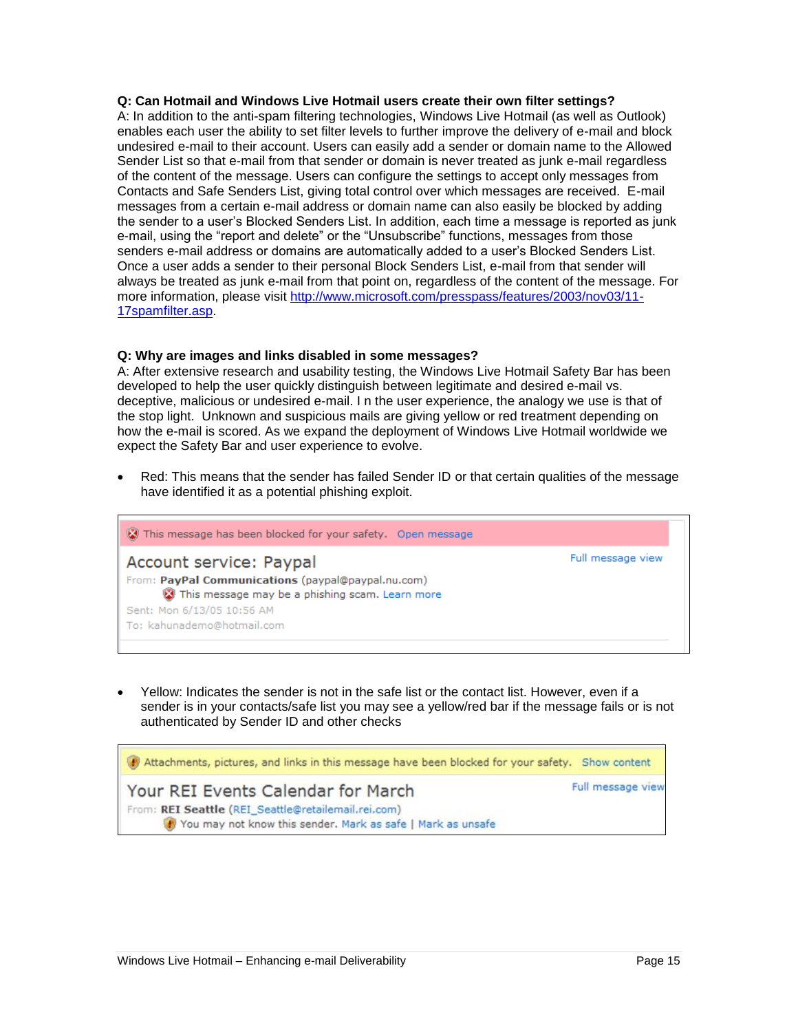**Q: Can Hotmail and Windows Live Hotmail users create their own filter settings?**
A: In addition to the anti-spam filtering technologies, Windows Live Hotmail (as well as Outlook) enables each user the ability to set filter levels to further improve the delivery of e-mail and block undesired e-mail to their account. Users can easily add a sender or domain name to the Allowed Sender List so that e-mail from that sender or domain is never treated as junk e-mail regardless of the content of the message. Users can configure the settings to accept only messages from Contacts and Safe Senders List, giving total control over which messages are received. E-mail messages from a certain e-mail address or domain name can also easily be blocked by adding the sender to a user's Blocked Senders List. In addition, each time a message is reported as junk e-mail, using the "report and delete" or the "Unsubscribe" functions, messages from those senders e-mail address or domains are automatically added to a user's Blocked Senders List. Once a user adds a sender to their personal Block Senders List, e-mail from that sender will always be treated as junk e-mail from that point on, regardless of the content of the message. For more information, please visit http://www.microsoft.com/presspass/features/2003/nov03/11-17spamfilter.asp.

**Q: Why are images and links disabled in some messages?**
A: After extensive research and usability testing, the Windows Live Hotmail Safety Bar has been developed to help the user quickly distinguish between legitimate and desired e-mail vs. deceptive, malicious or undesired e-mail. I n the user experience, the analogy we use is that of the stop light. Unknown and suspicious mails are giving yellow or red treatment depending on how the e-mail is scored. As we expand the deployment of Windows Live Hotmail worldwide we expect the Safety Bar and user experience to evolve.

- Red: This means that the sender has failed Sender ID or that certain qualities of the message have identified it as a potential phishing exploit.

> This message has been blocked for your safety. Open message
>
> Account service: Paypal — Full message view
> From: **PayPal Communications** (paypal@paypal.nu.com)
> This message may be a phishing scam. Learn more
> Sent: Mon 6/13/05 10:56 AM
> To: kahunademo@hotmail.com

- Yellow: Indicates the sender is not in the safe list or the contact list. However, even if a sender is in your contacts/safe list you may see a yellow/red bar if the message fails or is not authenticated by Sender ID and other checks

> Attachments, pictures, and links in this message have been blocked for your safety. Show content
>
> Your REI Events Calendar for March — Full message view
> From: **REI Seattle** (REI_Seattle@retailemail.rei.com)
> You may not know this sender. Mark as safe | Mark as unsafe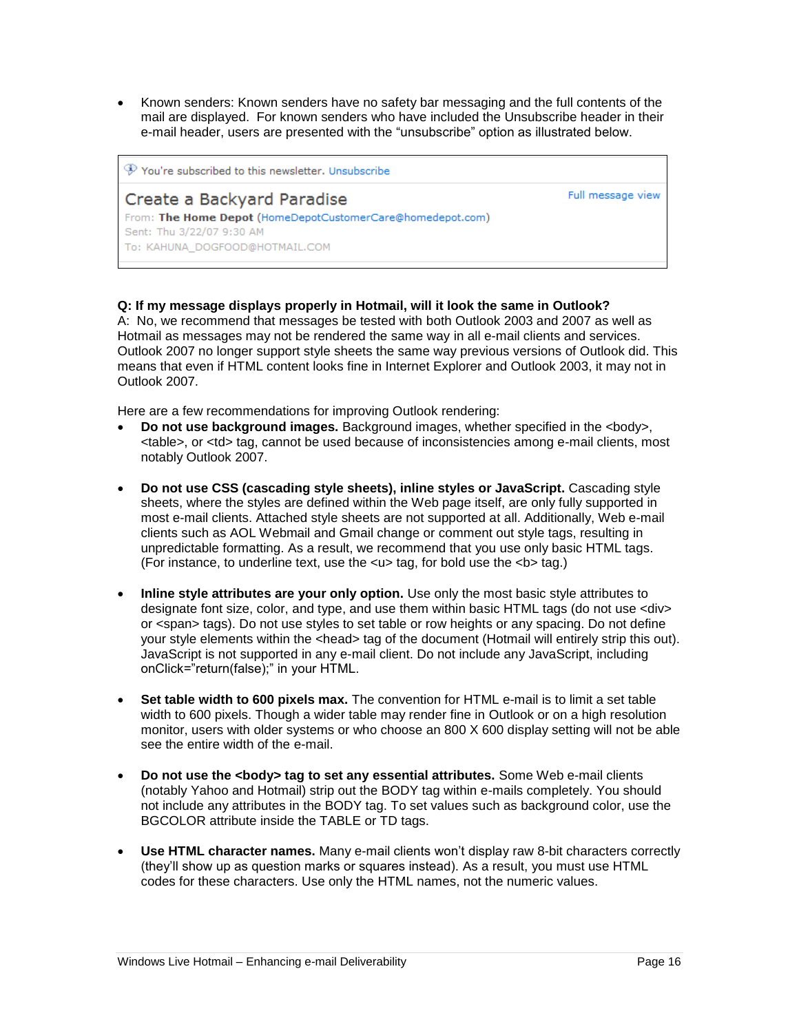- Known senders: Known senders have no safety bar messaging and the full contents of the mail are displayed. For known senders who have included the Unsubscribe header in their e-mail header, users are presented with the “unsubscribe” option as illustrated below.

> You're subscribed to this newsletter. Unsubscribe
>
> **Create a Backyard Paradise** — Full message view
>
> From: **The Home Depot** (HomeDepotCustomerCare@homedepot.com)
> Sent: Thu 3/22/07 9:30 AM
> To: KAHUNA_DOGFOOD@HOTMAIL.COM

**Q: If my message displays properly in Hotmail, will it look the same in Outlook?**
A: No, we recommend that messages be tested with both Outlook 2003 and 2007 as well as Hotmail as messages may not be rendered the same way in all e-mail clients and services. Outlook 2007 no longer support style sheets the same way previous versions of Outlook did. This means that even if HTML content looks fine in Internet Explorer and Outlook 2003, it may not in Outlook 2007.

Here are a few recommendations for improving Outlook rendering:

- **Do not use background images.** Background images, whether specified in the <body>, <table>, or <td> tag, cannot be used because of inconsistencies among e-mail clients, most notably Outlook 2007.

- **Do not use CSS (cascading style sheets), inline styles or JavaScript.** Cascading style sheets, where the styles are defined within the Web page itself, are only fully supported in most e-mail clients. Attached style sheets are not supported at all. Additionally, Web e-mail clients such as AOL Webmail and Gmail change or comment out style tags, resulting in unpredictable formatting. As a result, we recommend that you use only basic HTML tags. (For instance, to underline text, use the <u> tag, for bold use the <b> tag.)

- **Inline style attributes are your only option.** Use only the most basic style attributes to designate font size, color, and type, and use them within basic HTML tags (do not use <div> or <span> tags). Do not use styles to set table or row heights or any spacing. Do not define your style elements within the <head> tag of the document (Hotmail will entirely strip this out). JavaScript is not supported in any e-mail client. Do not include any JavaScript, including onClick=”return(false);” in your HTML.

- **Set table width to 600 pixels max.** The convention for HTML e-mail is to limit a set table width to 600 pixels. Though a wider table may render fine in Outlook or on a high resolution monitor, users with older systems or who choose an 800 X 600 display setting will not be able see the entire width of the e-mail.

- **Do not use the <body> tag to set any essential attributes.** Some Web e-mail clients (notably Yahoo and Hotmail) strip out the BODY tag within e-mails completely. You should not include any attributes in the BODY tag. To set values such as background color, use the BGCOLOR attribute inside the TABLE or TD tags.

- **Use HTML character names.** Many e-mail clients won’t display raw 8-bit characters correctly (they’ll show up as question marks or squares instead). As a result, you must use HTML codes for these characters. Use only the HTML names, not the numeric values.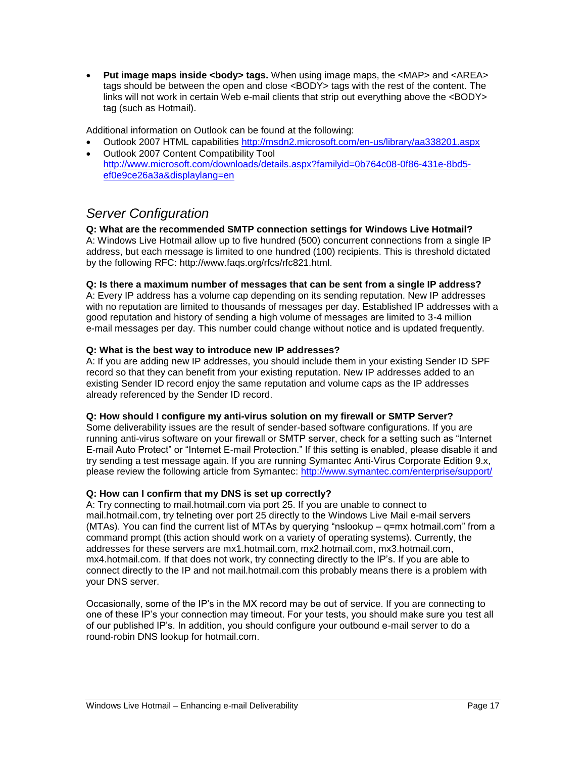- **Put image maps inside <body> tags.** When using image maps, the <MAP> and <AREA> tags should be between the open and close <BODY> tags with the rest of the content. The links will not work in certain Web e-mail clients that strip out everything above the <BODY> tag (such as Hotmail).

Additional information on Outlook can be found at the following:

- Outlook 2007 HTML capabilities http://msdn2.microsoft.com/en-us/library/aa338201.aspx
- Outlook 2007 Content Compatibility Tool http://www.microsoft.com/downloads/details.aspx?familyid=0b764c08-0f86-431e-8bd5-ef0e9ce26a3a&displaylang=en

## *Server Configuration*

**Q: What are the recommended SMTP connection settings for Windows Live Hotmail?**
A: Windows Live Hotmail allow up to five hundred (500) concurrent connections from a single IP address, but each message is limited to one hundred (100) recipients. This is threshold dictated by the following RFC: http://www.faqs.org/rfcs/rfc821.html.

**Q: Is there a maximum number of messages that can be sent from a single IP address?**
A: Every IP address has a volume cap depending on its sending reputation. New IP addresses with no reputation are limited to thousands of messages per day. Established IP addresses with a good reputation and history of sending a high volume of messages are limited to 3-4 million e-mail messages per day. This number could change without notice and is updated frequently.

**Q: What is the best way to introduce new IP addresses?**
A: If you are adding new IP addresses, you should include them in your existing Sender ID SPF record so that they can benefit from your existing reputation. New IP addresses added to an existing Sender ID record enjoy the same reputation and volume caps as the IP addresses already referenced by the Sender ID record.

**Q: How should I configure my anti-virus solution on my firewall or SMTP Server?**
Some deliverability issues are the result of sender-based software configurations. If you are running anti-virus software on your firewall or SMTP server, check for a setting such as "Internet E-mail Auto Protect" or "Internet E-mail Protection." If this setting is enabled, please disable it and try sending a test message again. If you are running Symantec Anti-Virus Corporate Edition 9.x, please review the following article from Symantec: http://www.symantec.com/enterprise/support/

**Q: How can I confirm that my DNS is set up correctly?**
A: Try connecting to mail.hotmail.com via port 25. If you are unable to connect to mail.hotmail.com, try telneting over port 25 directly to the Windows Live Mail e-mail servers (MTAs). You can find the current list of MTAs by querying "nslookup – q=mx hotmail.com" from a command prompt (this action should work on a variety of operating systems). Currently, the addresses for these servers are mx1.hotmail.com, mx2.hotmail.com, mx3.hotmail.com, mx4.hotmail.com. If that does not work, try connecting directly to the IP's. If you are able to connect directly to the IP and not mail.hotmail.com this probably means there is a problem with your DNS server.

Occasionally, some of the IP's in the MX record may be out of service. If you are connecting to one of these IP's your connection may timeout. For your tests, you should make sure you test all of our published IP's. In addition, you should configure your outbound e-mail server to do a round-robin DNS lookup for hotmail.com.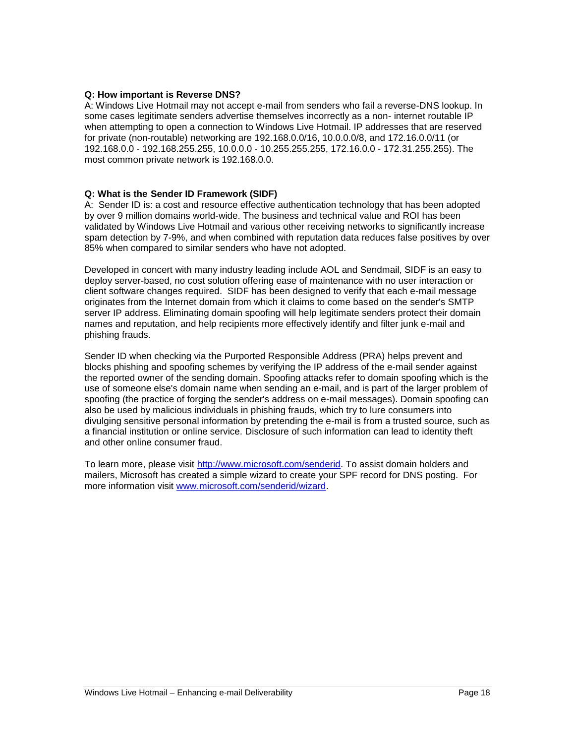**Q: How important is Reverse DNS?**

A: Windows Live Hotmail may not accept e-mail from senders who fail a reverse-DNS lookup. In some cases legitimate senders advertise themselves incorrectly as a non- internet routable IP when attempting to open a connection to Windows Live Hotmail. IP addresses that are reserved for private (non-routable) networking are 192.168.0.0/16, 10.0.0.0/8, and 172.16.0.0/11 (or 192.168.0.0 - 192.168.255.255, 10.0.0.0 - 10.255.255.255, 172.16.0.0 - 172.31.255.255). The most common private network is 192.168.0.0.

**Q: What is the Sender ID Framework (SIDF)**

A: Sender ID is: a cost and resource effective authentication technology that has been adopted by over 9 million domains world-wide. The business and technical value and ROI has been validated by Windows Live Hotmail and various other receiving networks to significantly increase spam detection by 7-9%, and when combined with reputation data reduces false positives by over 85% when compared to similar senders who have not adopted.

Developed in concert with many industry leading include AOL and Sendmail, SIDF is an easy to deploy server-based, no cost solution offering ease of maintenance with no user interaction or client software changes required. SIDF has been designed to verify that each e-mail message originates from the Internet domain from which it claims to come based on the sender's SMTP server IP address. Eliminating domain spoofing will help legitimate senders protect their domain names and reputation, and help recipients more effectively identify and filter junk e-mail and phishing frauds.

Sender ID when checking via the Purported Responsible Address (PRA) helps prevent and blocks phishing and spoofing schemes by verifying the IP address of the e-mail sender against the reported owner of the sending domain. Spoofing attacks refer to domain spoofing which is the use of someone else's domain name when sending an e-mail, and is part of the larger problem of spoofing (the practice of forging the sender's address on e-mail messages). Domain spoofing can also be used by malicious individuals in phishing frauds, which try to lure consumers into divulging sensitive personal information by pretending the e-mail is from a trusted source, such as a financial institution or online service. Disclosure of such information can lead to identity theft and other online consumer fraud.

To learn more, please visit [http://www.microsoft.com/senderid](http://www.microsoft.com/senderid). To assist domain holders and mailers, Microsoft has created a simple wizard to create your SPF record for DNS posting. For more information visit [www.microsoft.com/senderid/wizard](http://www.microsoft.com/senderid/wizard).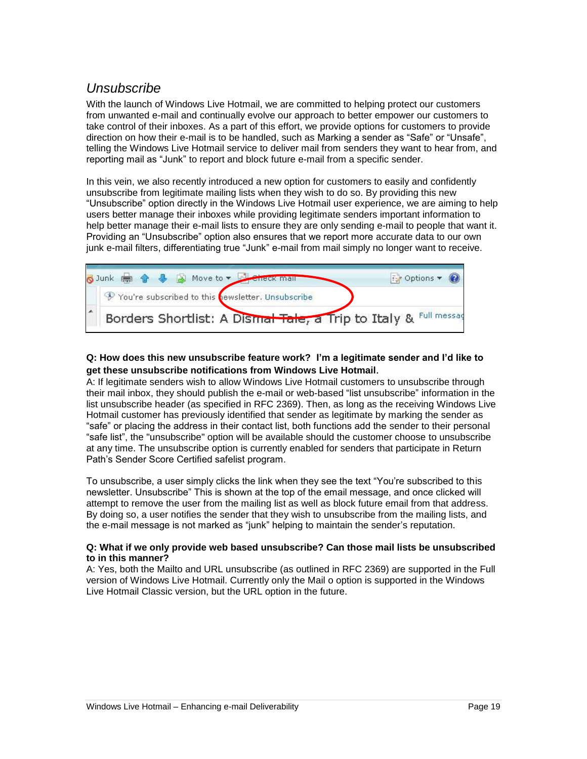## *Unsubscribe*

With the launch of Windows Live Hotmail, we are committed to helping protect our customers from unwanted e-mail and continually evolve our approach to better empower our customers to take control of their inboxes. As a part of this effort, we provide options for customers to provide direction on how their e-mail is to be handled, such as Marking a sender as “Safe” or “Unsafe”, telling the Windows Live Hotmail service to deliver mail from senders they want to hear from, and reporting mail as “Junk” to report and block future e-mail from a specific sender.

In this vein, we also recently introduced a new option for customers to easily and confidently unsubscribe from legitimate mailing lists when they wish to do so. By providing this new “Unsubscribe” option directly in the Windows Live Hotmail user experience, we are aiming to help users better manage their inboxes while providing legitimate senders important information to help better manage their e-mail lists to ensure they are only sending e-mail to people that want it. Providing an “Unsubscribe” option also ensures that we report more accurate data to our own junk e-mail filters, differentiating true “Junk” e-mail from mail simply no longer want to receive.

**Q: How does this new unsubscribe feature work? I’m a legitimate sender and I’d like to get these unsubscribe notifications from Windows Live Hotmail.**

A: If legitimate senders wish to allow Windows Live Hotmail customers to unsubscribe through their mail inbox, they should publish the e-mail or web-based “list unsubscribe” information in the list unsubscribe header (as specified in RFC 2369). Then, as long as the receiving Windows Live Hotmail customer has previously identified that sender as legitimate by marking the sender as “safe” or placing the address in their contact list, both functions add the sender to their personal “safe list”, the "unsubscribe" option will be available should the customer choose to unsubscribe at any time. The unsubscribe option is currently enabled for senders that participate in Return Path’s Sender Score Certified safelist program.

To unsubscribe, a user simply clicks the link when they see the text “You’re subscribed to this newsletter. Unsubscribe” This is shown at the top of the email message, and once clicked will attempt to remove the user from the mailing list as well as block future email from that address. By doing so, a user notifies the sender that they wish to unsubscribe from the mailing lists, and the e-mail message is not marked as “junk” helping to maintain the sender’s reputation.

**Q: What if we only provide web based unsubscribe? Can those mail lists be unsubscribed to in this manner?**

A: Yes, both the Mailto and URL unsubscribe (as outlined in RFC 2369) are supported in the Full version of Windows Live Hotmail. Currently only the Mail o option is supported in the Windows Live Hotmail Classic version, but the URL option in the future.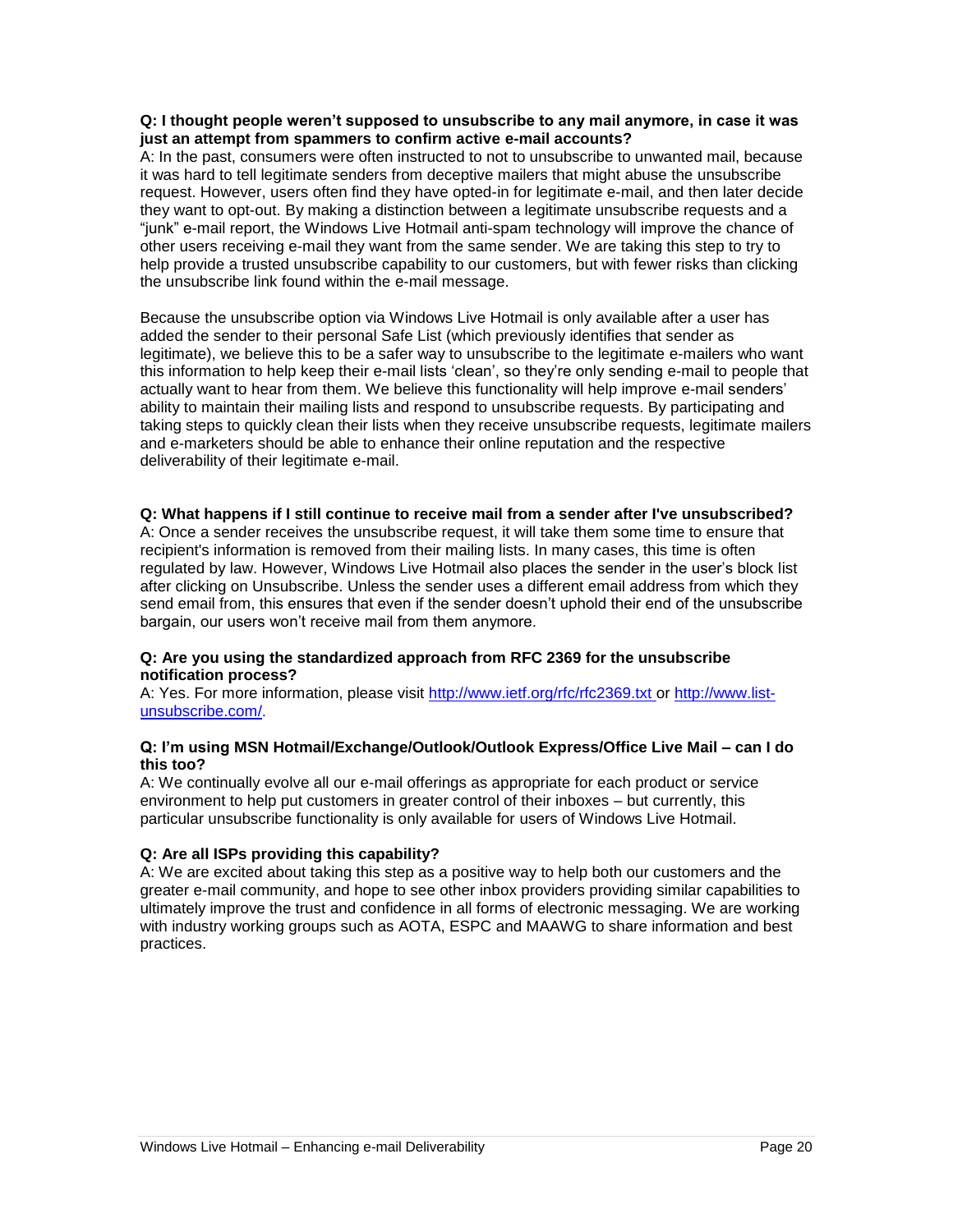**Q: I thought people weren't supposed to unsubscribe to any mail anymore, in case it was just an attempt from spammers to confirm active e-mail accounts?**

A: In the past, consumers were often instructed to not to unsubscribe to unwanted mail, because it was hard to tell legitimate senders from deceptive mailers that might abuse the unsubscribe request. However, users often find they have opted-in for legitimate e-mail, and then later decide they want to opt-out. By making a distinction between a legitimate unsubscribe requests and a "junk" e-mail report, the Windows Live Hotmail anti-spam technology will improve the chance of other users receiving e-mail they want from the same sender. We are taking this step to try to help provide a trusted unsubscribe capability to our customers, but with fewer risks than clicking the unsubscribe link found within the e-mail message.

Because the unsubscribe option via Windows Live Hotmail is only available after a user has added the sender to their personal Safe List (which previously identifies that sender as legitimate), we believe this to be a safer way to unsubscribe to the legitimate e-mailers who want this information to help keep their e-mail lists 'clean', so they're only sending e-mail to people that actually want to hear from them. We believe this functionality will help improve e-mail senders' ability to maintain their mailing lists and respond to unsubscribe requests. By participating and taking steps to quickly clean their lists when they receive unsubscribe requests, legitimate mailers and e-marketers should be able to enhance their online reputation and the respective deliverability of their legitimate e-mail.

**Q: What happens if I still continue to receive mail from a sender after I've unsubscribed?**

A: Once a sender receives the unsubscribe request, it will take them some time to ensure that recipient's information is removed from their mailing lists. In many cases, this time is often regulated by law. However, Windows Live Hotmail also places the sender in the user's block list after clicking on Unsubscribe. Unless the sender uses a different email address from which they send email from, this ensures that even if the sender doesn't uphold their end of the unsubscribe bargain, our users won't receive mail from them anymore.

**Q: Are you using the standardized approach from RFC 2369 for the unsubscribe notification process?**

A: Yes. For more information, please visit http://www.ietf.org/rfc/rfc2369.txt or http://www.list-unsubscribe.com/.

**Q: I'm using MSN Hotmail/Exchange/Outlook/Outlook Express/Office Live Mail – can I do this too?**

A: We continually evolve all our e-mail offerings as appropriate for each product or service environment to help put customers in greater control of their inboxes – but currently, this particular unsubscribe functionality is only available for users of Windows Live Hotmail.

**Q: Are all ISPs providing this capability?**

A: We are excited about taking this step as a positive way to help both our customers and the greater e-mail community, and hope to see other inbox providers providing similar capabilities to ultimately improve the trust and confidence in all forms of electronic messaging. We are working with industry working groups such as AOTA, ESPC and MAAWG to share information and best practices.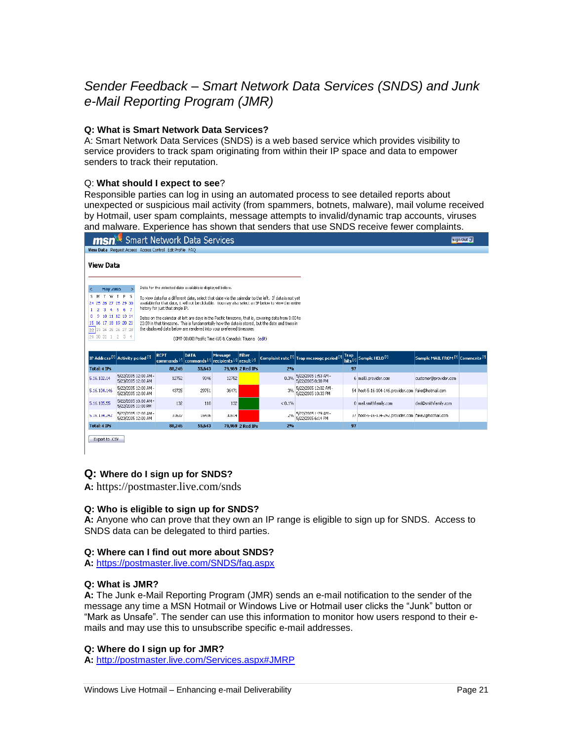## *Sender Feedback – Smart Network Data Services (SNDS) and Junk e-Mail Reporting Program (JMR)*

**Q: What is Smart Network Data Services?**
A: Smart Network Data Services (SNDS) is a web based service which provides visibility to service providers to track spam originating from within their IP space and data to empower senders to track their reputation.

Q: **What should I expect to see**?
Responsible parties can log in using an automated process to see detailed reports about unexpected or suspicious mail activity (from spammers, botnets, malware), mail volume received by Hotmail, user spam complaints, message attempts to invalid/dynamic trap accounts, viruses and malware. Experience has shown that senders that use SNDS receive fewer complaints.

msn Smart Network Data Services

View Data

| IP Address | Activity period | RCPT commands | DATA commands | Message recipients | Filter result | Complaint rate | Trap message period | Trap hits | Sample HELO | Sample MAIL FROM | Comments |
|---|---|---|---|---|---|---|---|---|---|---|---|
| Total: 4 IPs | | 88,246 | 55,643 | 79,969 | 2 Red IPs | 2% | | 97 | | | |
| 5.16.102.14 | 5/22/2005 12:00 AM - 5/23/2005 12:00 AM | 12752 | 9346 | 12752 | | 0.3% | 5/22/2005 1:53 AM - 5/22/2005 8:38 PM | 6 | mail3.provider.com | customer@provider.com | |
| 5.16.104.146 | 5/22/2005 12:00 AM - 5/23/2005 12:00 AM | 43725 | 29751 | 36471 | | 3% | 5/22/2005 12:02 AM - 5/22/2005 10:33 PM | 54 | host-5-16-104-146.provider.com | fake@hotmail.com | |
| 5.16.105.55 | 5/22/2005 10:00 AM - 5/22/2005 11:00 PM | 132 | 110 | 132 | | < 0.1% | | 0 | mail.smithfamily.com | dad@smithfamily.com | |
| 5.16.134.242 | 5/22/2005 12:00 AM - 5/23/2005 12:00 AM | 31637 | 16436 | 30614 | | 2% | 5/22/2005 1:29 AM - 5/22/2005 6:14 PM | 37 | host-5-16-134-242.provider.com | fake@hotmail.com | |
| Total: 4 IPs | | 88,246 | 55,643 | 79,969 | 2 Red IPs | 2% | | 97 | | | |

**Q: Where do I sign up for SNDS?**
**A:** https://postmaster.live.com/snds

**Q: Who is eligible to sign up for SNDS?**
**A:** Anyone who can prove that they own an IP range is eligible to sign up for SNDS. Access to SNDS data can be delegated to third parties.

**Q: Where can I find out more about SNDS?**
**A:** https://postmaster.live.com/SNDS/faq.aspx

**Q: What is JMR?**
**A:** The Junk e-Mail Reporting Program (JMR) sends an e-mail notification to the sender of the message any time a MSN Hotmail or Windows Live or Hotmail user clicks the “Junk” button or “Mark as Unsafe”. The sender can use this information to monitor how users respond to their e-mails and may use this to unsubscribe specific e-mail addresses.

**Q: Where do I sign up for JMR?**
**A:** http://postmaster.live.com/Services.aspx#JMRP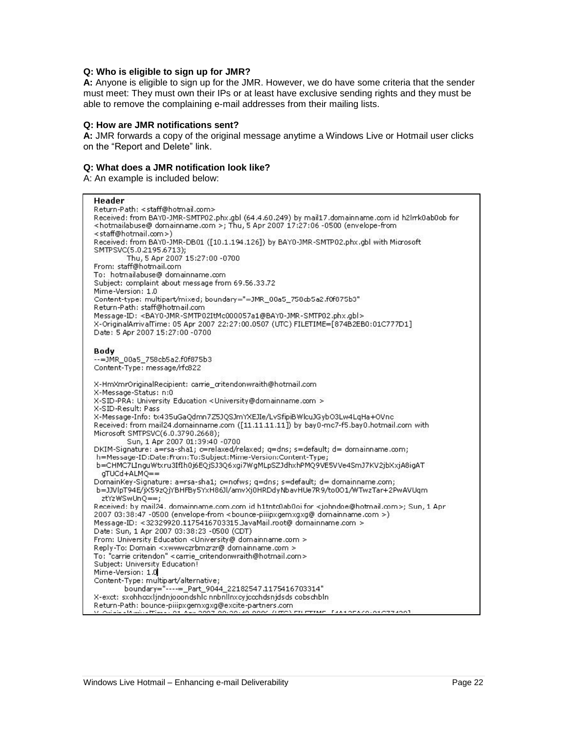**Q: Who is eligible to sign up for JMR?**
**A:** Anyone is eligible to sign up for the JMR. However, we do have some criteria that the sender must meet: They must own their IPs or at least have exclusive sending rights and they must be able to remove the complaining e-mail addresses from their mailing lists.

**Q: How are JMR notifications sent?**
**A:** JMR forwards a copy of the original message anytime a Windows Live or Hotmail user clicks on the “Report and Delete” link.

**Q: What does a JMR notification look like?**
A: An example is included below:

```
Header
Return-Path: <staff@hotmail.com>
Received: from BAY0-JMR-SMTP02.phx.gbl (64.4.60.249) by mail17.domainname.com id h2lrrk0ab0ob for
<hotmailabuse@ domainname.com >; Thu, 5 Apr 2007 17:27:06 -0500 (envelope-from
<staff@hotmail.com>)
Received: from BAY0-JMR-DB01 ([10.1.194.126]) by BAY0-JMR-SMTP02.phx.gbl with Microsoft
SMTPSVC(5.0.2195.6713);
        Thu, 5 Apr 2007 15:27:00 -0700
From: staff@hotmail.com
To: hotmailabuse@ domainname.com
Subject: complaint about message from 69.56.33.72
Mime-Version: 1.0
Content-type: multipart/mixed; boundary="=JMR_00a5_758cb5a2.f0f875b3"
Return-Path: staff@hotmail.com
Message-ID: <BAY0-JMR-SMTP02ItMc000057a1@BAY0-JMR-SMTP02.phx.gbl>
X-OriginalArrivalTime: 05 Apr 2007 22:27:00.0507 (UTC) FILETIME=[874B2EB0:01C777D1]
Date: 5 Apr 2007 15:27:00 -0700

Body
--=JMR_00a5_758cb5a2.f0f875b3
Content-Type: message/rfc822

X-HmXmrOriginalRecipient: carrie_critendonwraith@hotmail.com
X-Message-Status: n:0
X-SID-PRA: University Education <University@domainname.com >
X-SID-Result: Pass
X-Message-Info: tx435uGaQdmn7Z5JQSJmYXEJIe/LvSfipiBWlcuJGybO3Lw4LqHa+OVnc
Received: from mail24.domainname.com ([11.11.11.11]) by bay0-mc7-f5.bay0.hotmail.com with
Microsoft SMTPSVC(6.0.3790.2668);
        Sun, 1 Apr 2007 01:39:40 -0700
DKIM-Signature: a=rsa-sha1; c=relaxed/relaxed; q=dns; s=default; d= domainname.com;
 h=Message-ID:Date:From:To:Subject:Mime-Version:Content-Type;
 b=CHMC7LInguWtxru3IfIh0j6EQjSJ3Q6xgi7WgMLpSZJdhxhPMQ9VE5VVe4SmJ7KV2jbXxjA8igAT
  gTUCd+ALMQ==
DomainKey-Signature: a=rsa-sha1; c=nofws; q=dns; s=default; d= domainname.com;
 b=JJVlpT94E/jX59zQjYBHFBy5YxH86Jl/amvXj0HRDdyNbavHUe7R9/to0O1/WTwzTar+2PwAVUqm
  ztYzWSwUnQ==;
Received: by mail24. domainname.com.com id h1tntc0ab0oi for <johndoe@hotmail.com>; Sun, 1 Apr
2007 03:38:47 -0500 (envelope-from <bounce-piiipxgemxgxg@ domainname.com >)
Message-ID: <32329920.1175416703315.JavaMail.root@ domainname.com >
Date: Sun, 1 Apr 2007 03:38:23 -0500 (CDT)
From: University Education <University@ domainname.com >
Reply-To: Domain <xwwwczrbmzrzr@ domainname.com >
To: "carrie critendon" <carrie_critendonwraith@hotmail.com>
Subject: University Education!
Mime-Version: 1.0
Content-Type: multipart/alternative;
        boundary="----=_Part_9044_22182547.1175416703314"
X-exct: sxohhccxljndnjooondshlc nnbnllnxcyjccchdsnjdsds cobschbln
Return-Path: bounce-piiipxgemxgxg@excite-partners.com
```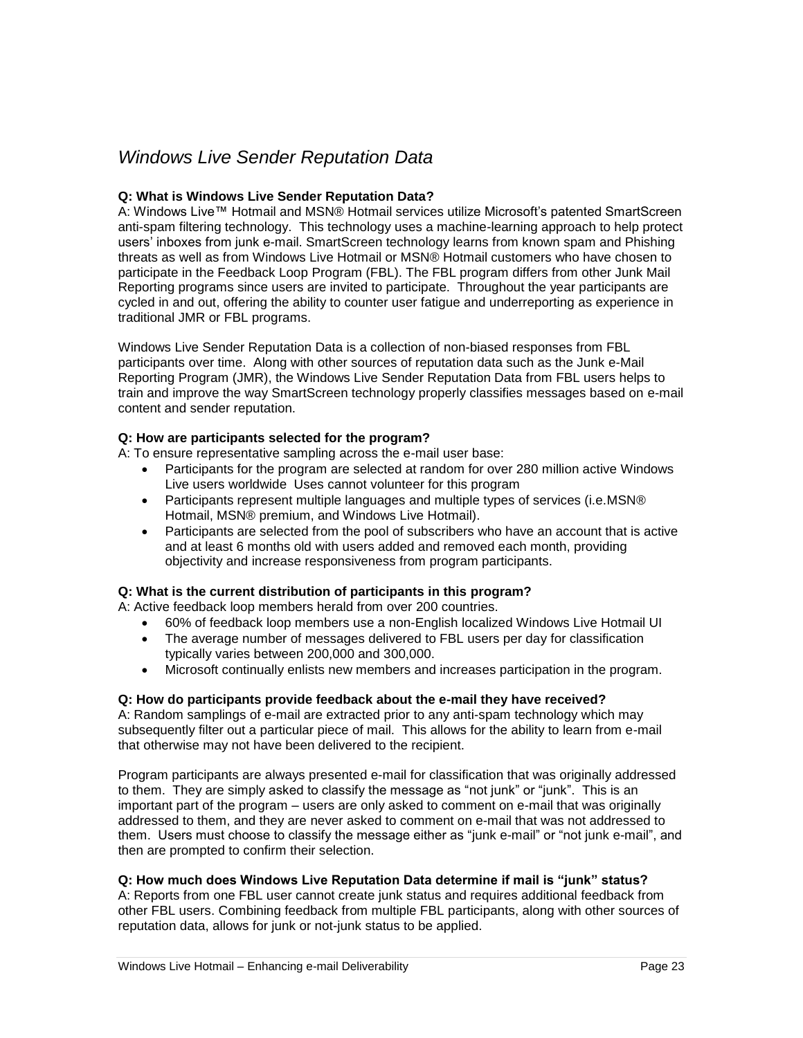## *Windows Live Sender Reputation Data*

**Q: What is Windows Live Sender Reputation Data?**

A: Windows Live™ Hotmail and MSN® Hotmail services utilize Microsoft's patented SmartScreen anti-spam filtering technology. This technology uses a machine-learning approach to help protect users' inboxes from junk e-mail. SmartScreen technology learns from known spam and Phishing threats as well as from Windows Live Hotmail or MSN® Hotmail customers who have chosen to participate in the Feedback Loop Program (FBL). The FBL program differs from other Junk Mail Reporting programs since users are invited to participate. Throughout the year participants are cycled in and out, offering the ability to counter user fatigue and underreporting as experience in traditional JMR or FBL programs.

Windows Live Sender Reputation Data is a collection of non-biased responses from FBL participants over time. Along with other sources of reputation data such as the Junk e-Mail Reporting Program (JMR), the Windows Live Sender Reputation Data from FBL users helps to train and improve the way SmartScreen technology properly classifies messages based on e-mail content and sender reputation.

**Q: How are participants selected for the program?**

A: To ensure representative sampling across the e-mail user base:

- Participants for the program are selected at random for over 280 million active Windows Live users worldwide Uses cannot volunteer for this program
- Participants represent multiple languages and multiple types of services (i.e.MSN® Hotmail, MSN® premium, and Windows Live Hotmail).
- Participants are selected from the pool of subscribers who have an account that is active and at least 6 months old with users added and removed each month, providing objectivity and increase responsiveness from program participants.

**Q: What is the current distribution of participants in this program?**

A: Active feedback loop members herald from over 200 countries.

- 60% of feedback loop members use a non-English localized Windows Live Hotmail UI
- The average number of messages delivered to FBL users per day for classification typically varies between 200,000 and 300,000.
- Microsoft continually enlists new members and increases participation in the program.

**Q: How do participants provide feedback about the e-mail they have received?**

A: Random samplings of e-mail are extracted prior to any anti-spam technology which may subsequently filter out a particular piece of mail. This allows for the ability to learn from e-mail that otherwise may not have been delivered to the recipient.

Program participants are always presented e-mail for classification that was originally addressed to them. They are simply asked to classify the message as "not junk" or "junk". This is an important part of the program – users are only asked to comment on e-mail that was originally addressed to them, and they are never asked to comment on e-mail that was not addressed to them. Users must choose to classify the message either as "junk e-mail" or "not junk e-mail", and then are prompted to confirm their selection.

**Q: How much does Windows Live Reputation Data determine if mail is "junk" status?**

A: Reports from one FBL user cannot create junk status and requires additional feedback from other FBL users. Combining feedback from multiple FBL participants, along with other sources of reputation data, allows for junk or not-junk status to be applied.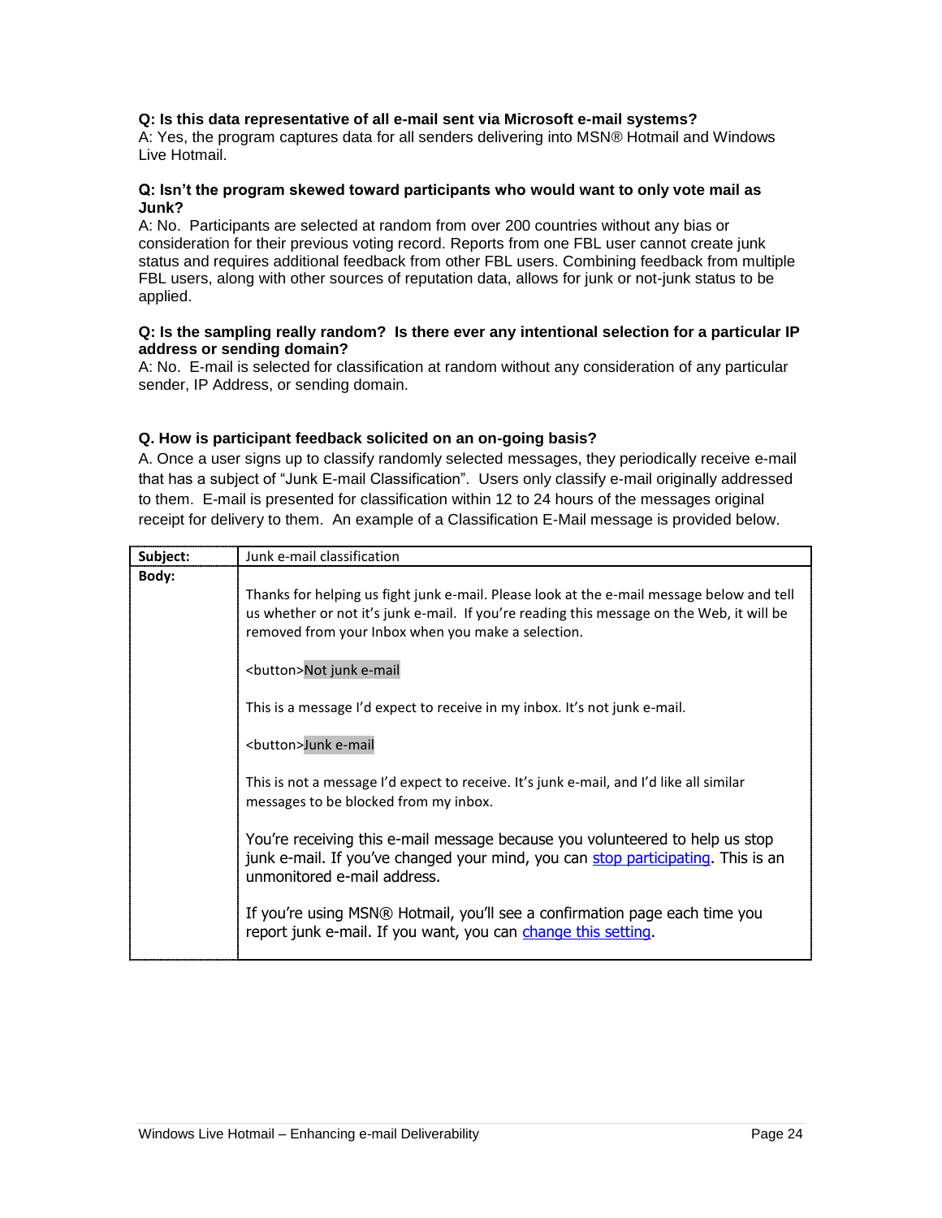**Q: Is this data representative of all e-mail sent via Microsoft e-mail systems?**
A: Yes, the program captures data for all senders delivering into MSN® Hotmail and Windows Live Hotmail.

**Q: Isn't the program skewed toward participants who would want to only vote mail as Junk?**
A: No. Participants are selected at random from over 200 countries without any bias or consideration for their previous voting record. Reports from one FBL user cannot create junk status and requires additional feedback from other FBL users. Combining feedback from multiple FBL users, along with other sources of reputation data, allows for junk or not-junk status to be applied.

**Q: Is the sampling really random? Is there ever any intentional selection for a particular IP address or sending domain?**
A: No. E-mail is selected for classification at random without any consideration of any particular sender, IP Address, or sending domain.

**Q. How is participant feedback solicited on an on-going basis?**
A. Once a user signs up to classify randomly selected messages, they periodically receive e-mail that has a subject of "Junk E-mail Classification". Users only classify e-mail originally addressed to them. E-mail is presented for classification within 12 to 24 hours of the messages original receipt for delivery to them. An example of a Classification E-Mail message is provided below.

| **Subject:** | Junk e-mail classification |
| --- | --- |
| **Body:** | Thanks for helping us fight junk e-mail. Please look at the e-mail message below and tell us whether or not it's junk e-mail. If you're reading this message on the Web, it will be removed from your Inbox when you make a selection.<br><br>&lt;button&gt;Not junk e-mail<br><br>This is a message I'd expect to receive in my inbox. It's not junk e-mail.<br><br>&lt;button&gt;Junk e-mail<br><br>This is not a message I'd expect to receive. It's junk e-mail, and I'd like all similar messages to be blocked from my inbox.<br><br>You're receiving this e-mail message because you volunteered to help us stop junk e-mail. If you've changed your mind, you can stop participating. This is an unmonitored e-mail address.<br><br>If you're using MSN® Hotmail, you'll see a confirmation page each time you report junk e-mail. If you want, you can change this setting. |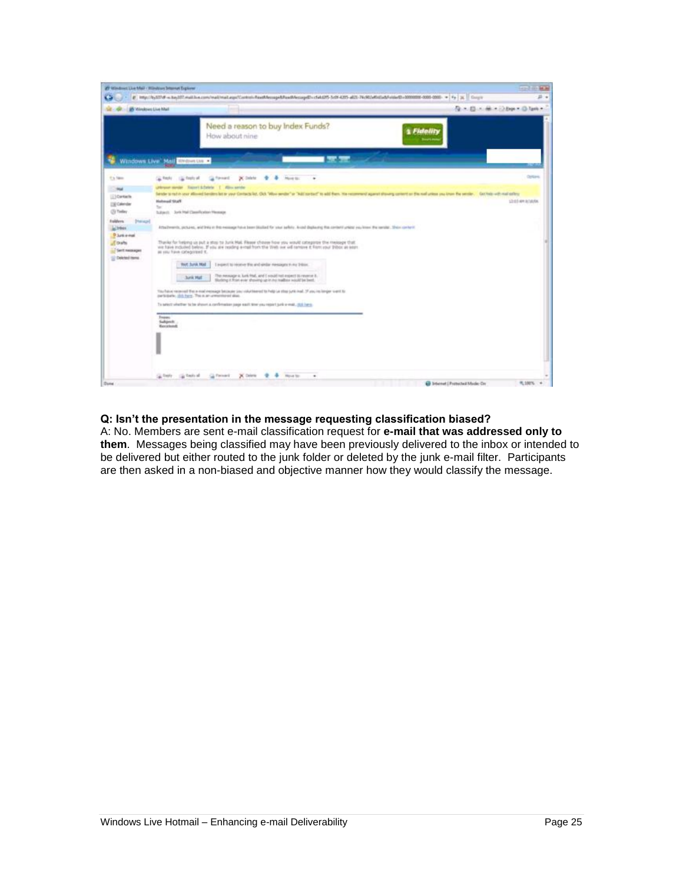**Q: Isn't the presentation in the message requesting classification biased?**

A: No. Members are sent e-mail classification request for **e-mail that was addressed only to them**. Messages being classified may have been previously delivered to the inbox or intended to be delivered but either routed to the junk folder or deleted by the junk e-mail filter. Participants are then asked in a non-biased and objective manner how they would classify the message.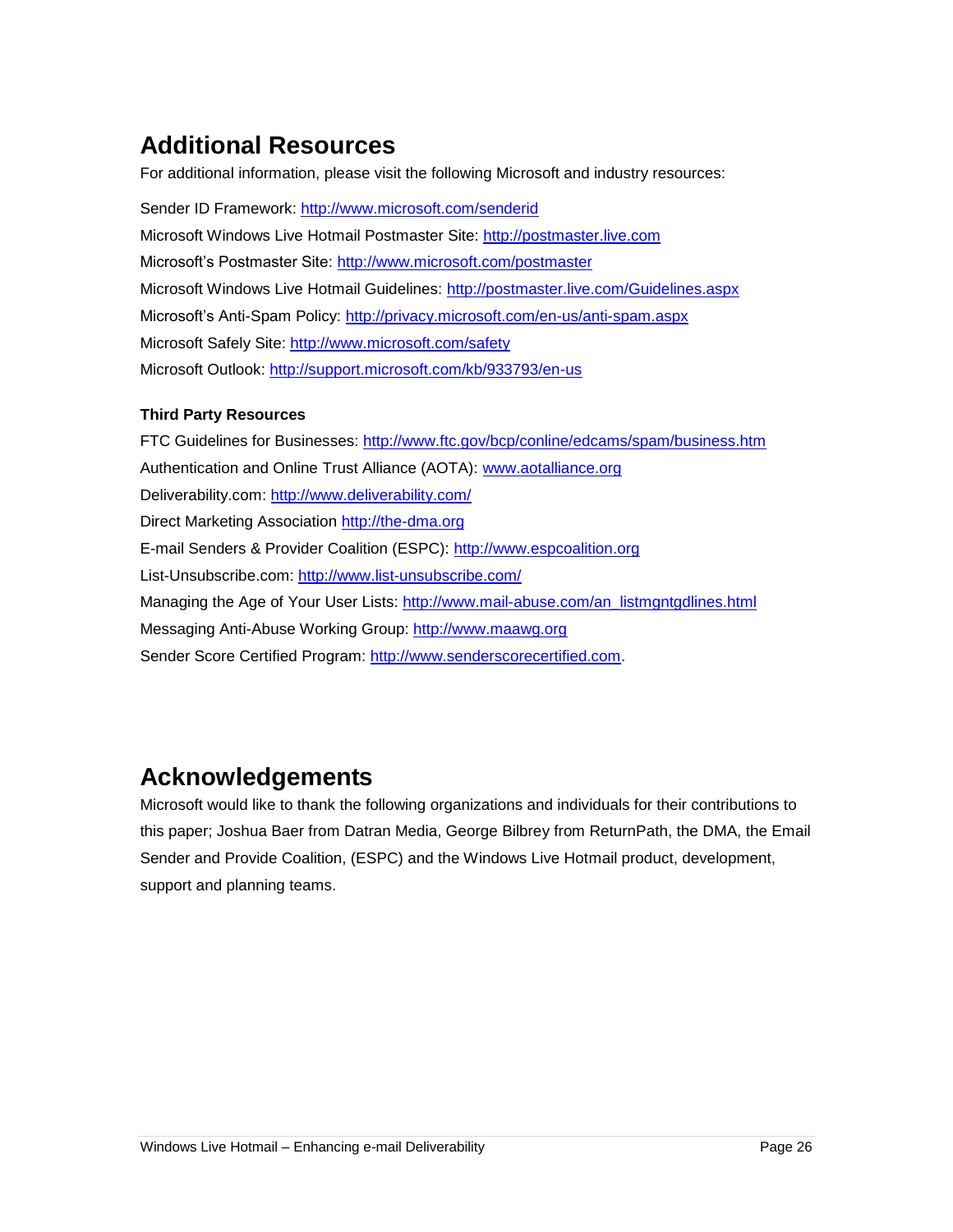## Additional Resources

For additional information, please visit the following Microsoft and industry resources:

Sender ID Framework: http://www.microsoft.com/senderid

Microsoft Windows Live Hotmail Postmaster Site: http://postmaster.live.com

Microsoft's Postmaster Site: http://www.microsoft.com/postmaster

Microsoft Windows Live Hotmail Guidelines: http://postmaster.live.com/Guidelines.aspx

Microsoft's Anti-Spam Policy: http://privacy.microsoft.com/en-us/anti-spam.aspx

Microsoft Safely Site: http://www.microsoft.com/safety

Microsoft Outlook: http://support.microsoft.com/kb/933793/en-us

### Third Party Resources

FTC Guidelines for Businesses: http://www.ftc.gov/bcp/conline/edcams/spam/business.htm

Authentication and Online Trust Alliance (AOTA): www.aotalliance.org

Deliverability.com: http://www.deliverability.com/

Direct Marketing Association http://the-dma.org

E-mail Senders & Provider Coalition (ESPC): http://www.espcoalition.org

List-Unsubscribe.com: http://www.list-unsubscribe.com/

Managing the Age of Your User Lists: http://www.mail-abuse.com/an_listmgntgdlines.html

Messaging Anti-Abuse Working Group: http://www.maawg.org

Sender Score Certified Program: http://www.senderscorecertified.com.

## Acknowledgements

Microsoft would like to thank the following organizations and individuals for their contributions to this paper; Joshua Baer from Datran Media, George Bilbrey from ReturnPath, the DMA, the Email Sender and Provide Coalition, (ESPC) and the Windows Live Hotmail product, development, support and planning teams.